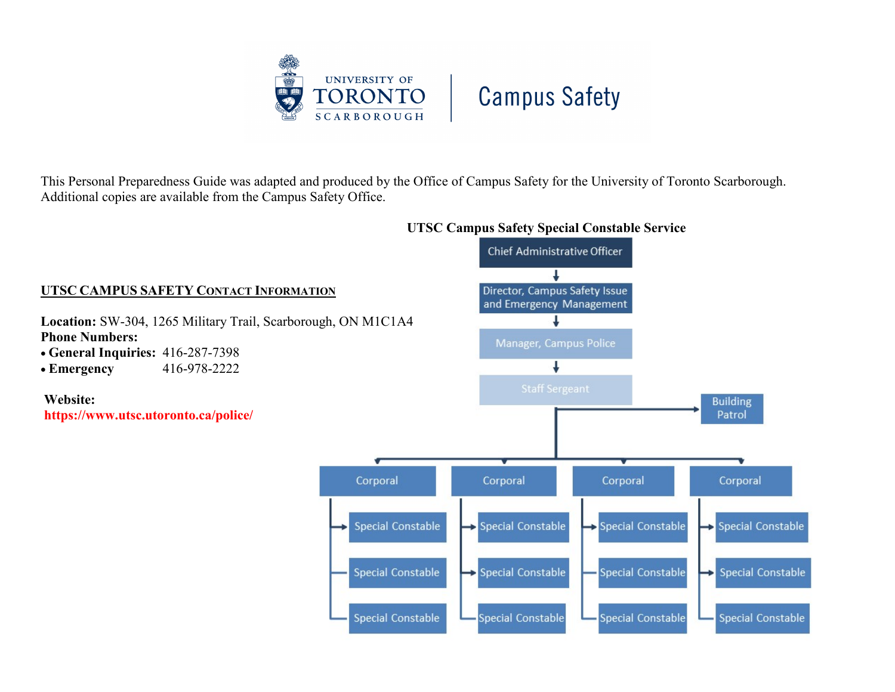UNIVERSITY OF TORONTO SCARBOROUGH | Campus Safety

This Personal Preparedness Guide was adapted and produced by the Office of Campus Safety for the University of Toronto Scarborough. Additional copies are available from the Campus Safety Office.

## UTSC CAMPUS SAFETY CONTACT INFORMATION

**Location:** SW-304, 1265 Military Trail, Scarborough, ON M1C1A4

**Phone Numbers:**

- **General Inquiries:** 416-287-7398
- **Emergency** 416-978-2222

**Website:**
**https://www.utsc.utoronto.ca/police/**

### UTSC Campus Safety Special Constable Service

- Chief Administrative Officer
  - Director, Campus Safety Issue and Emergency Management
    - Manager, Campus Police
      - Staff Sergeant
        - Building Patrol
        - Corporal
          - Special Constable
          - Special Constable
          - Special Constable
        - Corporal
          - Special Constable
          - Special Constable
          - Special Constable
        - Corporal
          - Special Constable
          - Special Constable
          - Special Constable
        - Corporal
          - Special Constable
          - Special Constable
          - Special Constable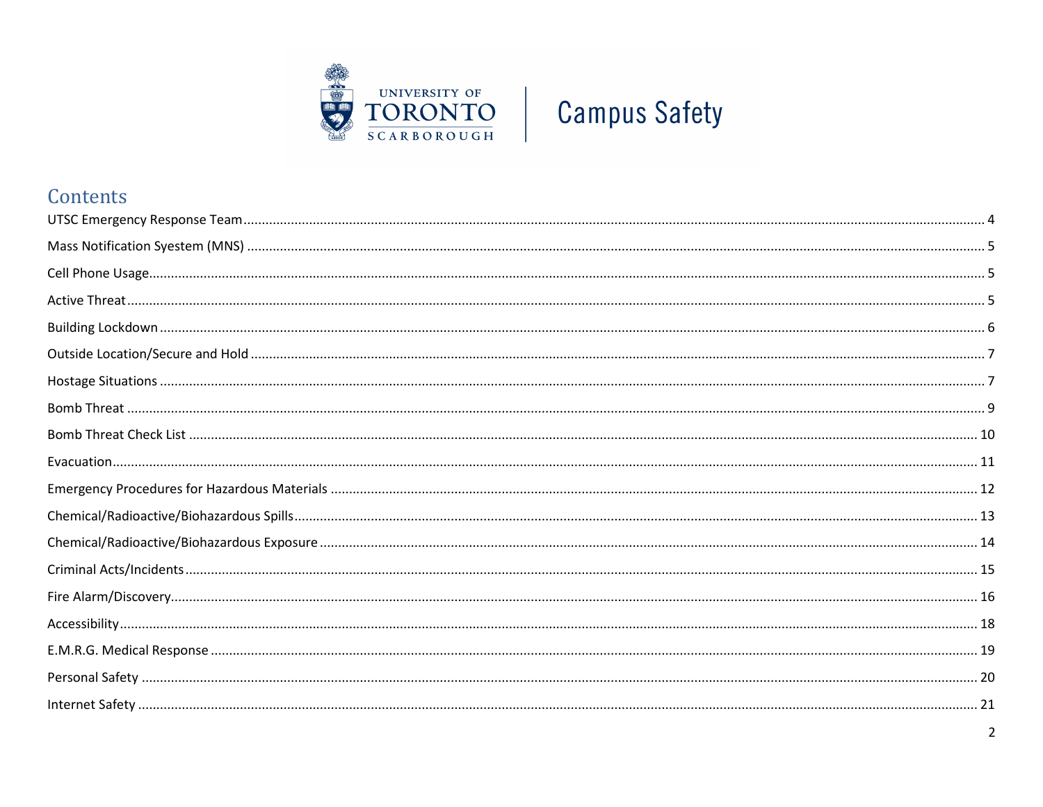University of Toronto Scarborough | Campus Safety

## Contents

UTSC Emergency Response Team ........................................................ 4

Mass Notification Syestem (MNS) ........................................................ 5

Cell Phone Usage ........................................................ 5

Active Threat ........................................................ 5

Building Lockdown ........................................................ 6

Outside Location/Secure and Hold ........................................................ 7

Hostage Situations ........................................................ 7

Bomb Threat ........................................................ 9

Bomb Threat Check List ........................................................ 10

Evacuation ........................................................ 11

Emergency Procedures for Hazardous Materials ........................................................ 12

Chemical/Radioactive/Biohazardous Spills ........................................................ 13

Chemical/Radioactive/Biohazardous Exposure ........................................................ 14

Criminal Acts/Incidents ........................................................ 15

Fire Alarm/Discovery ........................................................ 16

Accessibility ........................................................ 18

E.M.R.G. Medical Response ........................................................ 19

Personal Safety ........................................................ 20

Internet Safety ........................................................ 21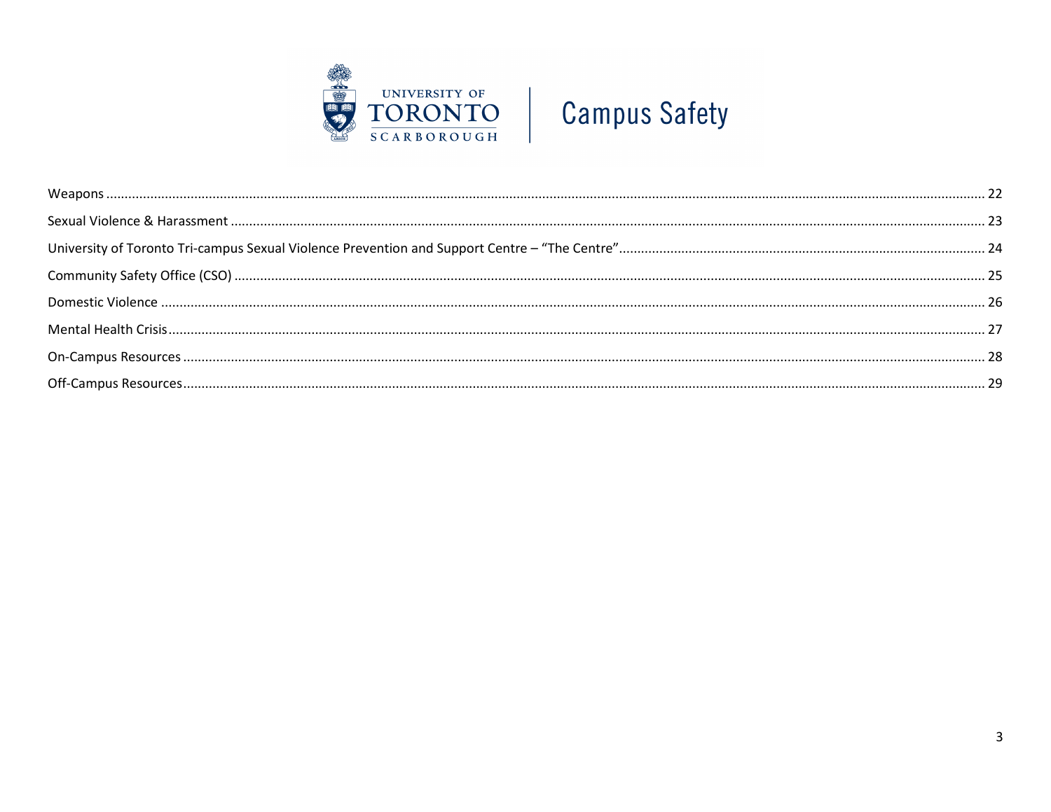Weapons ........................................................................................................................................................................................................ 22

Sexual Violence & Harassment ....................................................................................................................................................................... 23

University of Toronto Tri-campus Sexual Violence Prevention and Support Centre – "The Centre"................................................................................................. 24

Community Safety Office (CSO) ...................................................................................................................................................................... 25

Domestic Violence ......................................................................................................................................................................................... 26

Mental Health Crisis........................................................................................................................................................................................ 27

On-Campus Resources .................................................................................................................................................................................... 28

Off-Campus Resources.................................................................................................................................................................................... 29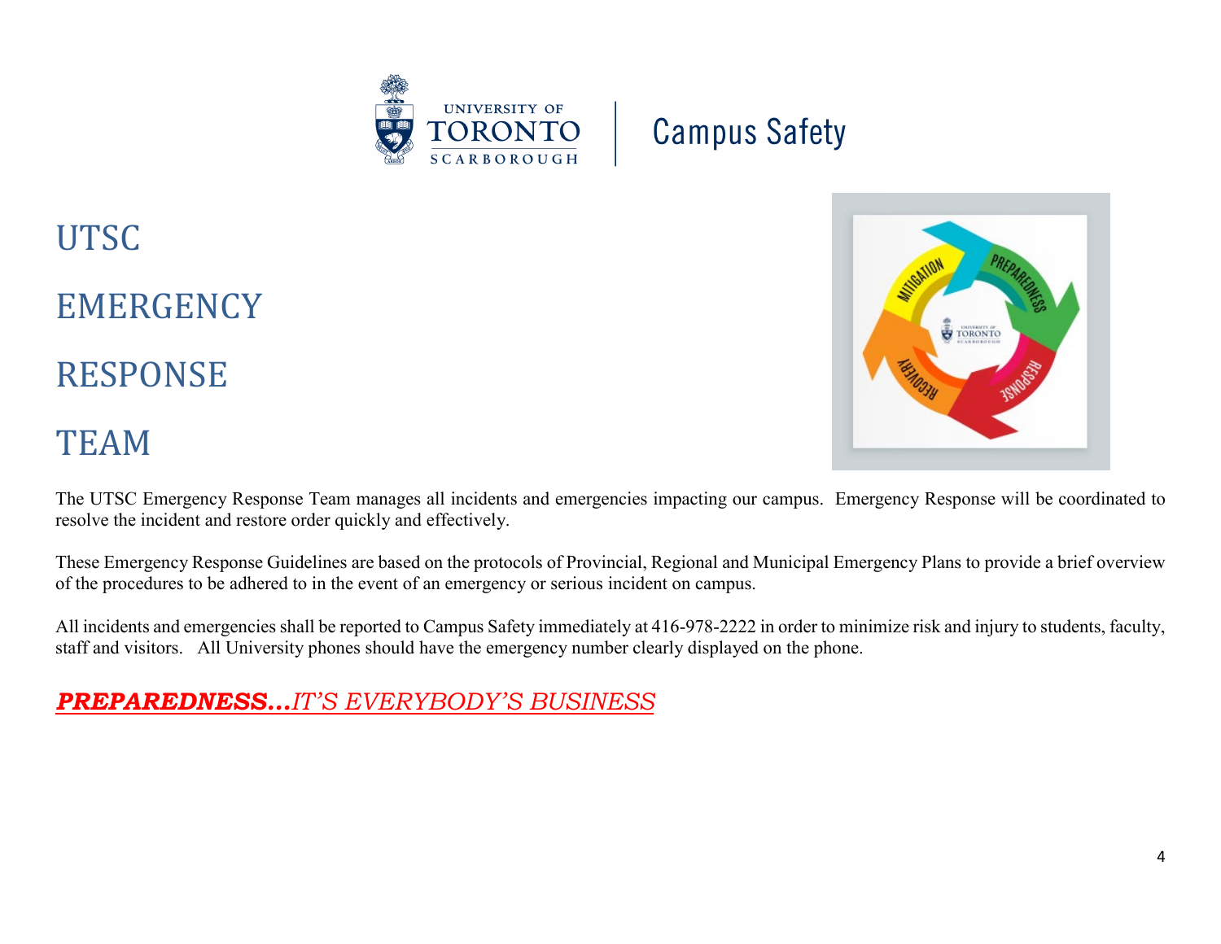# UTSC EMERGENCY RESPONSE TEAM

The UTSC Emergency Response Team manages all incidents and emergencies impacting our campus. Emergency Response will be coordinated to resolve the incident and restore order quickly and effectively.

These Emergency Response Guidelines are based on the protocols of Provincial, Regional and Municipal Emergency Plans to provide a brief overview of the procedures to be adhered to in the event of an emergency or serious incident on campus.

All incidents and emergencies shall be reported to Campus Safety immediately at 416-978-2222 in order to minimize risk and injury to students, faculty, staff and visitors. All University phones should have the emergency number clearly displayed on the phone.

***PREPAREDNESS…****IT'S EVERYBODY'S BUSINESS*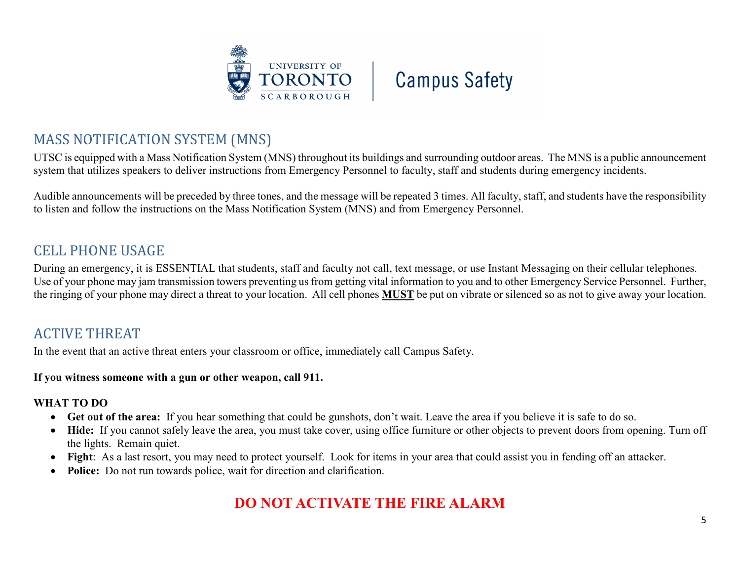## MASS NOTIFICATION SYSTEM (MNS)

UTSC is equipped with a Mass Notification System (MNS) throughout its buildings and surrounding outdoor areas. The MNS is a public announcement system that utilizes speakers to deliver instructions from Emergency Personnel to faculty, staff and students during emergency incidents.

Audible announcements will be preceded by three tones, and the message will be repeated 3 times. All faculty, staff, and students have the responsibility to listen and follow the instructions on the Mass Notification System (MNS) and from Emergency Personnel.

## CELL PHONE USAGE

During an emergency, it is ESSENTIAL that students, staff and faculty not call, text message, or use Instant Messaging on their cellular telephones. Use of your phone may jam transmission towers preventing us from getting vital information to you and to other Emergency Service Personnel. Further, the ringing of your phone may direct a threat to your location. All cell phones **MUST** be put on vibrate or silenced so as not to give away your location.

## ACTIVE THREAT

In the event that an active threat enters your classroom or office, immediately call Campus Safety.

**If you witness someone with a gun or other weapon, call 911.**

**WHAT TO DO**

- **Get out of the area:** If you hear something that could be gunshots, don't wait. Leave the area if you believe it is safe to do so.
- **Hide:** If you cannot safely leave the area, you must take cover, using office furniture or other objects to prevent doors from opening. Turn off the lights. Remain quiet.
- **Fight**: As a last resort, you may need to protect yourself. Look for items in your area that could assist you in fending off an attacker.
- **Police:** Do not run towards police, wait for direction and clarification.

**DO NOT ACTIVATE THE FIRE ALARM**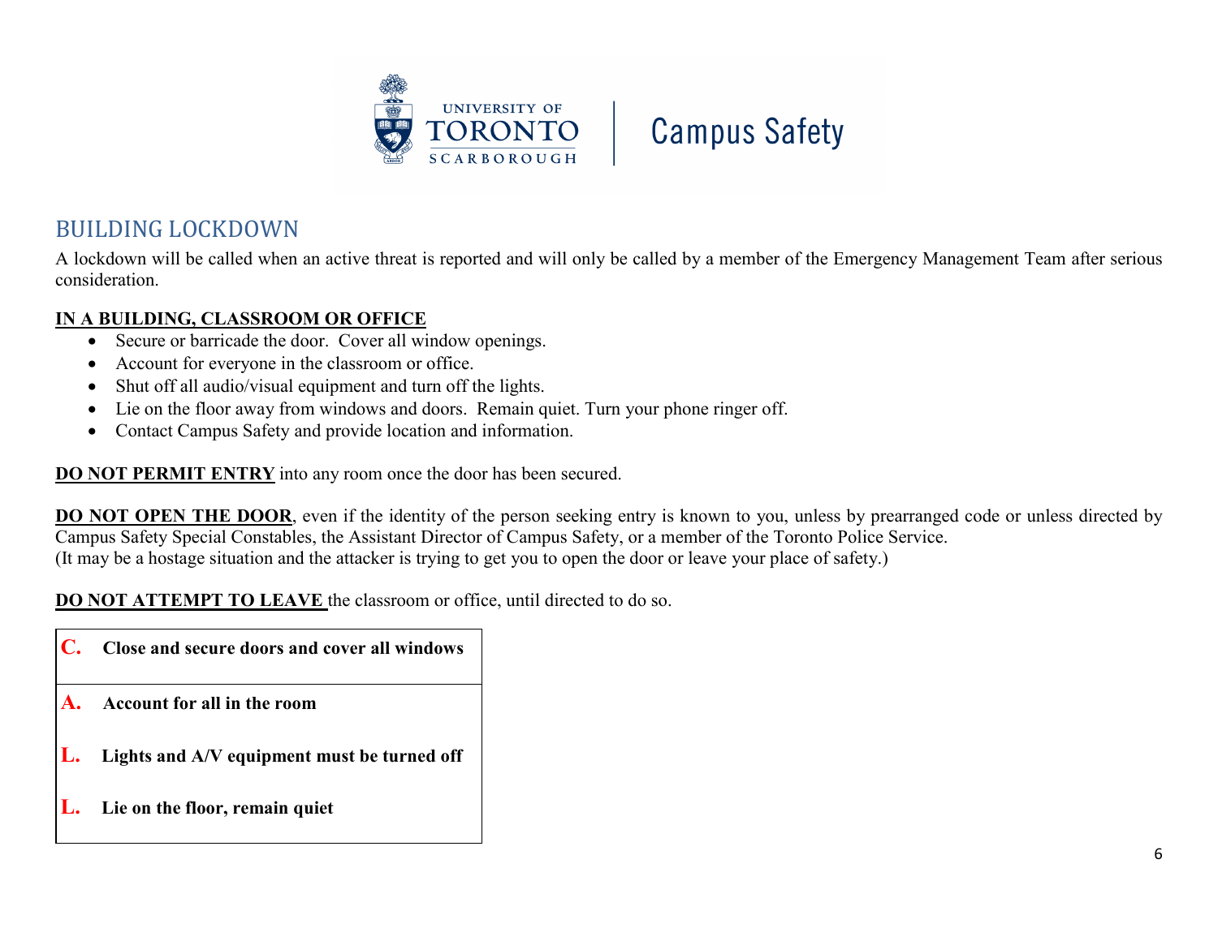## BUILDING LOCKDOWN

A lockdown will be called when an active threat is reported and will only be called by a member of the Emergency Management Team after serious consideration.

**IN A BUILDING, CLASSROOM OR OFFICE**

- Secure or barricade the door. Cover all window openings.
- Account for everyone in the classroom or office.
- Shut off all audio/visual equipment and turn off the lights.
- Lie on the floor away from windows and doors. Remain quiet. Turn your phone ringer off.
- Contact Campus Safety and provide location and information.

**DO NOT PERMIT ENTRY** into any room once the door has been secured.

**DO NOT OPEN THE DOOR**, even if the identity of the person seeking entry is known to you, unless by prearranged code or unless directed by Campus Safety Special Constables, the Assistant Director of Campus Safety, or a member of the Toronto Police Service.
(It may be a hostage situation and the attacker is trying to get you to open the door or leave your place of safety.)

**DO NOT ATTEMPT TO LEAVE** the classroom or office, until directed to do so.

| | |
|---|---|
| **C.** | **Close and secure doors and cover all windows** |
| **A.** | **Account for all in the room** |
| **L.** | **Lights and A/V equipment must be turned off** |
| **L.** | **Lie on the floor, remain quiet** |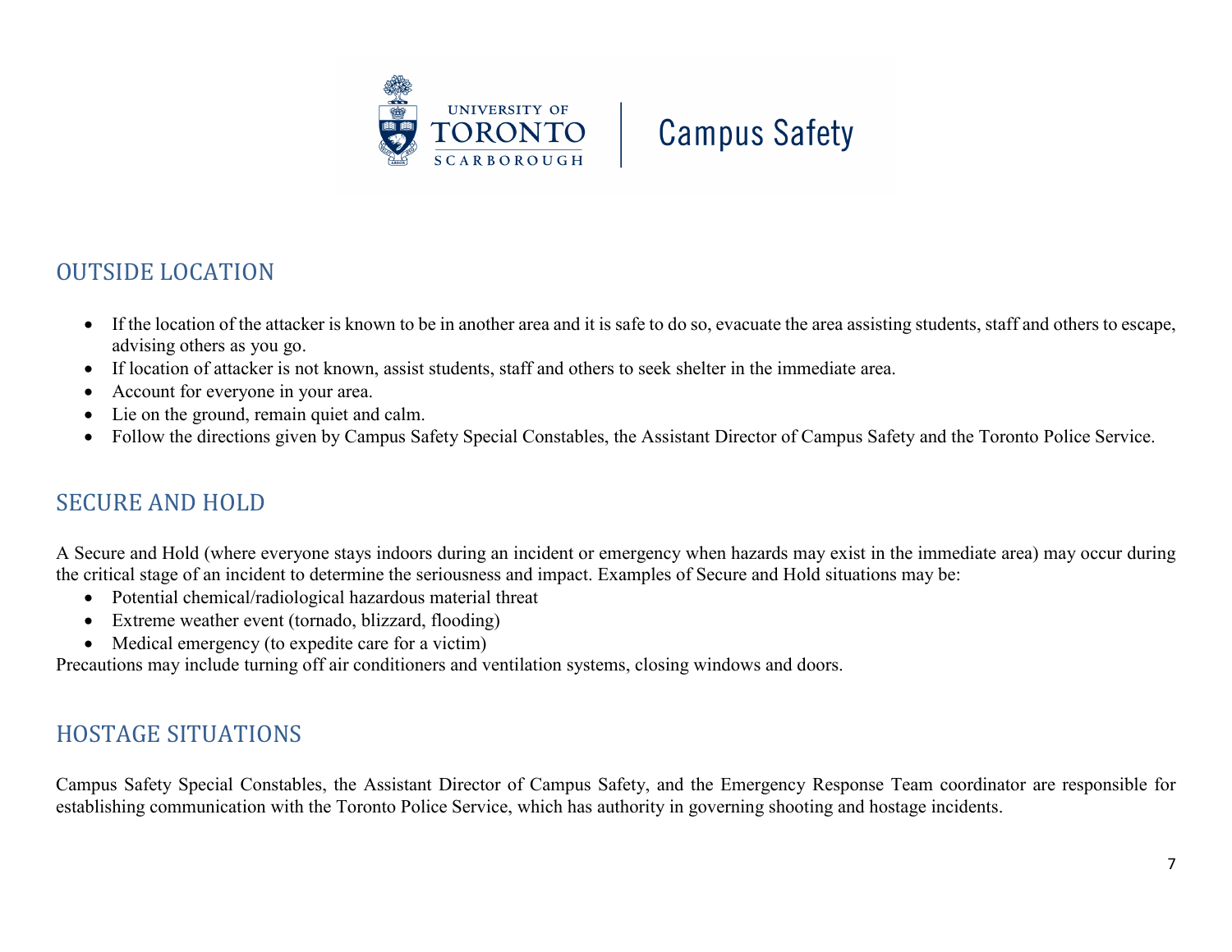## OUTSIDE LOCATION

- If the location of the attacker is known to be in another area and it is safe to do so, evacuate the area assisting students, staff and others to escape, advising others as you go.
- If location of attacker is not known, assist students, staff and others to seek shelter in the immediate area.
- Account for everyone in your area.
- Lie on the ground, remain quiet and calm.
- Follow the directions given by Campus Safety Special Constables, the Assistant Director of Campus Safety and the Toronto Police Service.

## SECURE AND HOLD

A Secure and Hold (where everyone stays indoors during an incident or emergency when hazards may exist in the immediate area) may occur during the critical stage of an incident to determine the seriousness and impact. Examples of Secure and Hold situations may be:

- Potential chemical/radiological hazardous material threat
- Extreme weather event (tornado, blizzard, flooding)
- Medical emergency (to expedite care for a victim)

Precautions may include turning off air conditioners and ventilation systems, closing windows and doors.

## HOSTAGE SITUATIONS

Campus Safety Special Constables, the Assistant Director of Campus Safety, and the Emergency Response Team coordinator are responsible for establishing communication with the Toronto Police Service, which has authority in governing shooting and hostage incidents.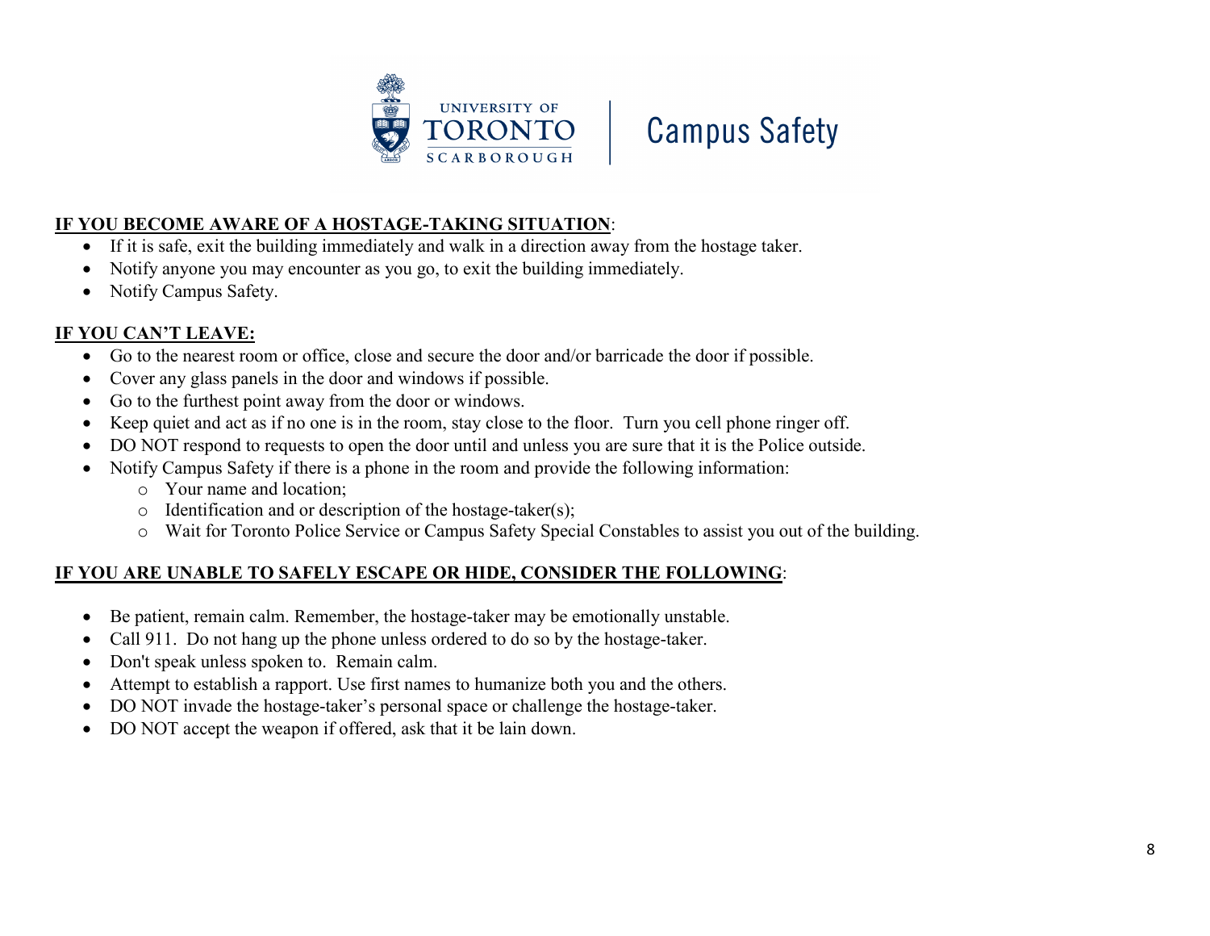**IF YOU BECOME AWARE OF A HOSTAGE-TAKING SITUATION**:

- If it is safe, exit the building immediately and walk in a direction away from the hostage taker.
- Notify anyone you may encounter as you go, to exit the building immediately.
- Notify Campus Safety.

**IF YOU CAN'T LEAVE:**

- Go to the nearest room or office, close and secure the door and/or barricade the door if possible.
- Cover any glass panels in the door and windows if possible.
- Go to the furthest point away from the door or windows.
- Keep quiet and act as if no one is in the room, stay close to the floor. Turn you cell phone ringer off.
- DO NOT respond to requests to open the door until and unless you are sure that it is the Police outside.
- Notify Campus Safety if there is a phone in the room and provide the following information:
  - Your name and location;
  - Identification and or description of the hostage-taker(s);
  - Wait for Toronto Police Service or Campus Safety Special Constables to assist you out of the building.

**IF YOU ARE UNABLE TO SAFELY ESCAPE OR HIDE, CONSIDER THE FOLLOWING**:

- Be patient, remain calm. Remember, the hostage-taker may be emotionally unstable.
- Call 911. Do not hang up the phone unless ordered to do so by the hostage-taker.
- Don't speak unless spoken to. Remain calm.
- Attempt to establish a rapport. Use first names to humanize both you and the others.
- DO NOT invade the hostage-taker's personal space or challenge the hostage-taker.
- DO NOT accept the weapon if offered, ask that it be lain down.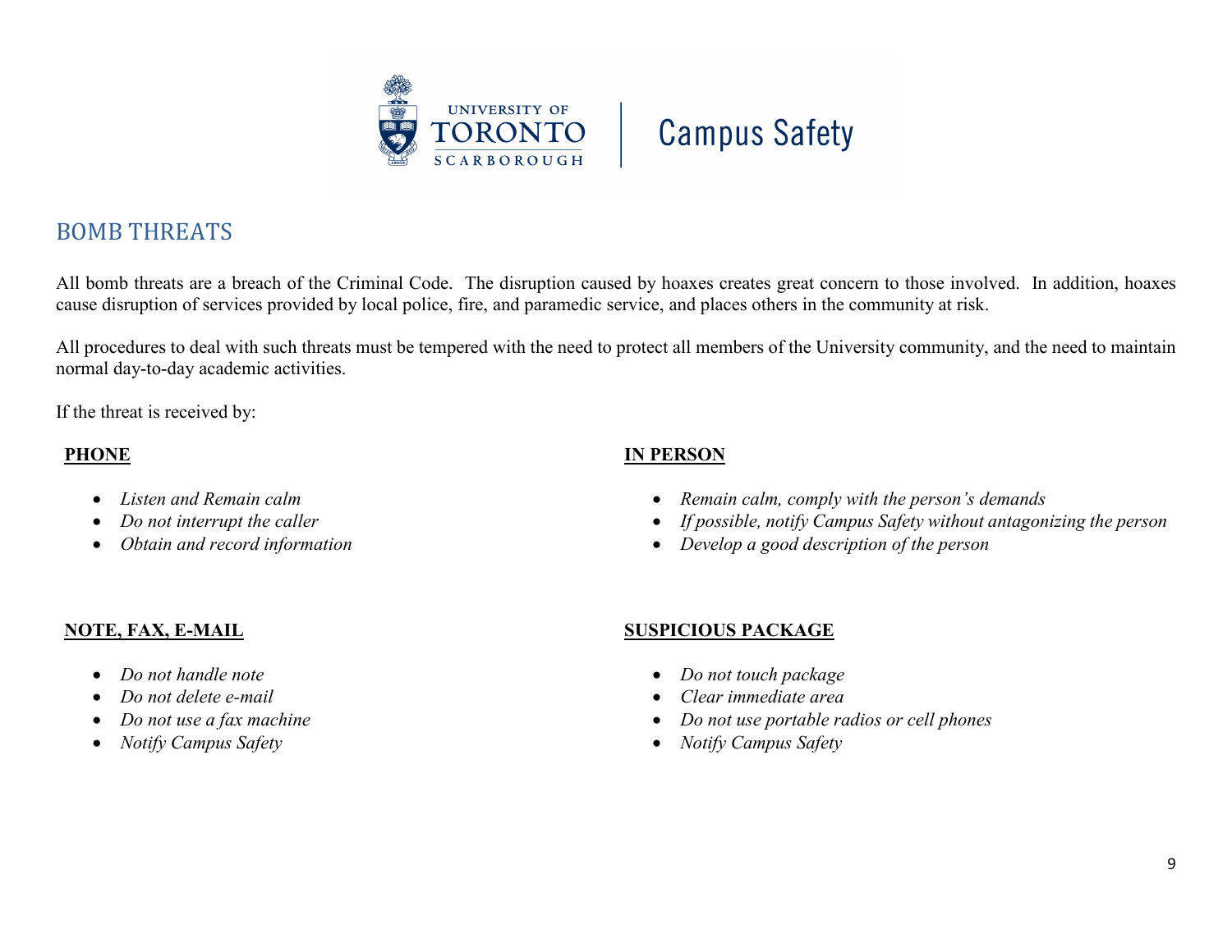University of Toronto Scarborough | Campus Safety

## BOMB THREATS

All bomb threats are a breach of the Criminal Code. The disruption caused by hoaxes creates great concern to those involved. In addition, hoaxes cause disruption of services provided by local police, fire, and paramedic service, and places others in the community at risk.

All procedures to deal with such threats must be tempered with the need to protect all members of the University community, and the need to maintain normal day-to-day academic activities.

If the threat is received by:

**PHONE**

- *Listen and Remain calm*
- *Do not interrupt the caller*
- *Obtain and record information*

**IN PERSON**

- *Remain calm, comply with the person's demands*
- *If possible, notify Campus Safety without antagonizing the person*
- *Develop a good description of the person*

**NOTE, FAX, E-MAIL**

- *Do not handle note*
- *Do not delete e-mail*
- *Do not use a fax machine*
- *Notify Campus Safety*

**SUSPICIOUS PACKAGE**

- *Do not touch package*
- *Clear immediate area*
- *Do not use portable radios or cell phones*
- *Notify Campus Safety*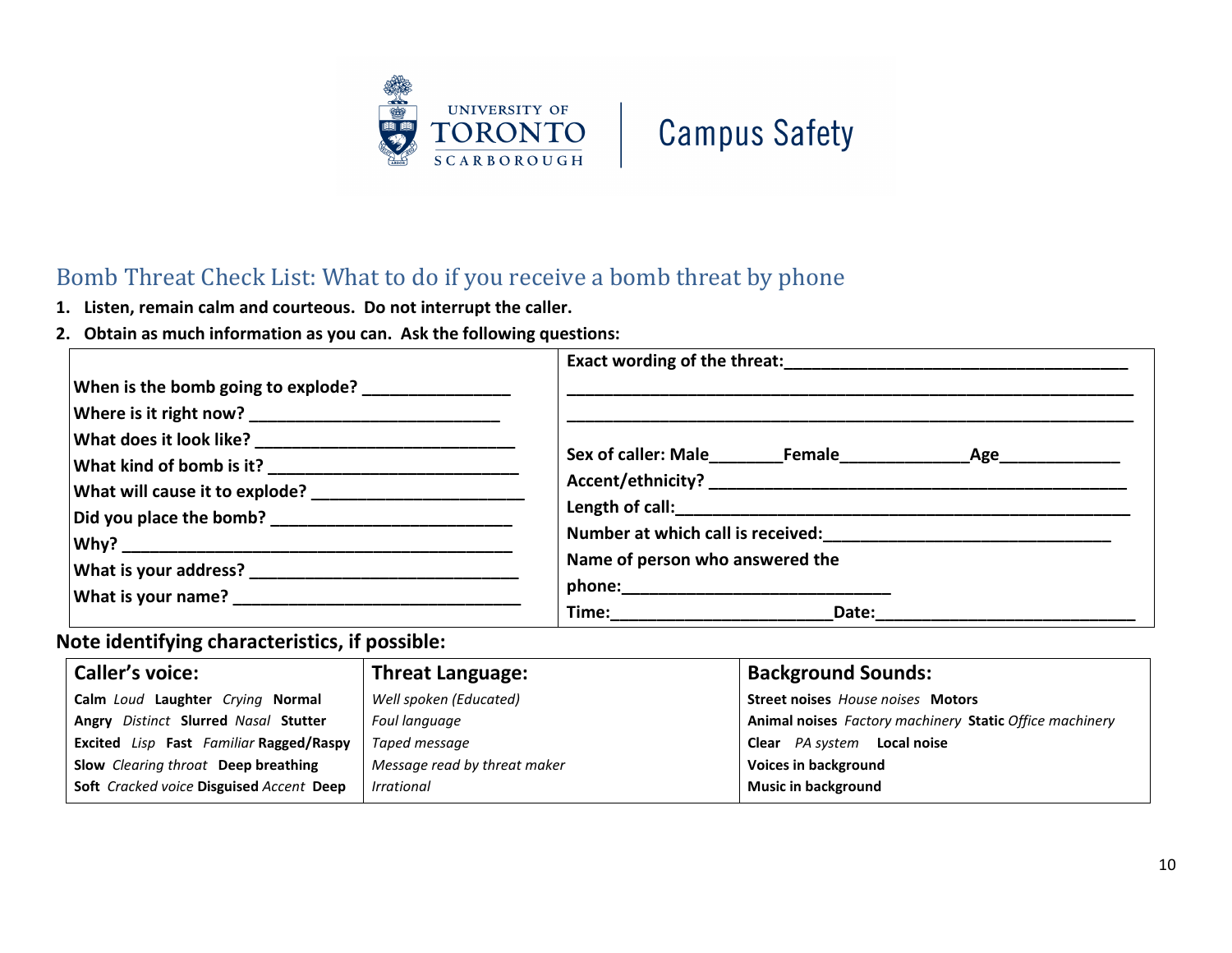UNIVERSITY OF TORONTO SCARBOROUGH | Campus Safety

## Bomb Threat Check List: What to do if you receive a bomb threat by phone

1. **Listen, remain calm and courteous. Do not interrupt the caller.**
2. **Obtain as much information as you can. Ask the following questions:**

| | |
|---|---|
| **When is the bomb going to explode?** _______________ | **Exact wording of the threat:**_____________________________________ |
| **Where is it right now?** ___________________________ | _____________________________________________________________ |
| **What does it look like?** ___________________________ | _____________________________________________________________ |
| **What kind of bomb is it?** ___________________________ | **Sex of caller: Male**________**Female**______________**Age**_____________ |
| **What will cause it to explode?** _______________________ | **Accent/ethnicity?** _____________________________________________ |
| **Did you place the bomb?** _________________________ | **Length of call:**_________________________________________________ |
| **Why?** ___________________________________________ | **Number at which call is received:**______________________________ |
| **What is your address?** _____________________________ | **Name of person who answered the phone:**____________________________ |
| **What is your name?** _______________________________ | **Time:**_______________________**Date:**___________________________ |

**Note identifying characteristics, if possible:**

| **Caller's voice:** | **Threat Language:** | **Background Sounds:** |
|---|---|---|
| **Calm** *Loud* **Laughter** *Crying* **Normal** | *Well spoken (Educated)* | **Street noises** *House noises* **Motors** |
| **Angry** *Distinct* **Slurred** *Nasal* **Stutter** | *Foul language* | **Animal noises** *Factory machinery* **Static** *Office machinery* |
| **Excited** *Lisp* **Fast** *Familiar* **Ragged/Raspy** | *Taped message* | **Clear** *PA system* **Local noise** |
| **Slow** *Clearing throat* **Deep breathing** | *Message read by threat maker* | **Voices in background** |
| **Soft** *Cracked voice* **Disguised** *Accent* **Deep** | *Irrational* | **Music in background** |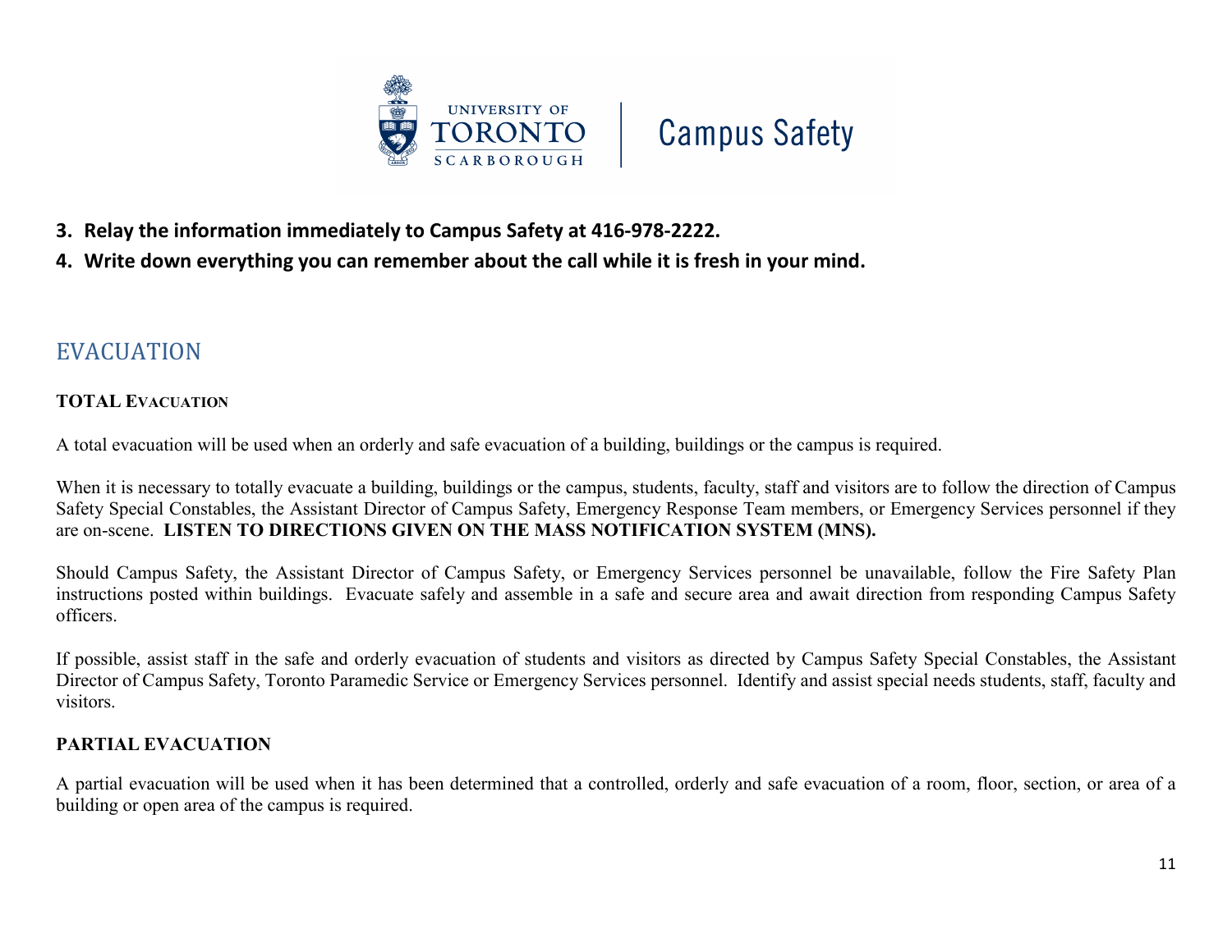3. **Relay the information immediately to Campus Safety at 416-978-2222.**
4. **Write down everything you can remember about the call while it is fresh in your mind.**

## EVACUATION

### TOTAL EVACUATION

A total evacuation will be used when an orderly and safe evacuation of a building, buildings or the campus is required.

When it is necessary to totally evacuate a building, buildings or the campus, students, faculty, staff and visitors are to follow the direction of Campus Safety Special Constables, the Assistant Director of Campus Safety, Emergency Response Team members, or Emergency Services personnel if they are on-scene. **LISTEN TO DIRECTIONS GIVEN ON THE MASS NOTIFICATION SYSTEM (MNS).**

Should Campus Safety, the Assistant Director of Campus Safety, or Emergency Services personnel be unavailable, follow the Fire Safety Plan instructions posted within buildings. Evacuate safely and assemble in a safe and secure area and await direction from responding Campus Safety officers.

If possible, assist staff in the safe and orderly evacuation of students and visitors as directed by Campus Safety Special Constables, the Assistant Director of Campus Safety, Toronto Paramedic Service or Emergency Services personnel. Identify and assist special needs students, staff, faculty and visitors.

### PARTIAL EVACUATION

A partial evacuation will be used when it has been determined that a controlled, orderly and safe evacuation of a room, floor, section, or area of a building or open area of the campus is required.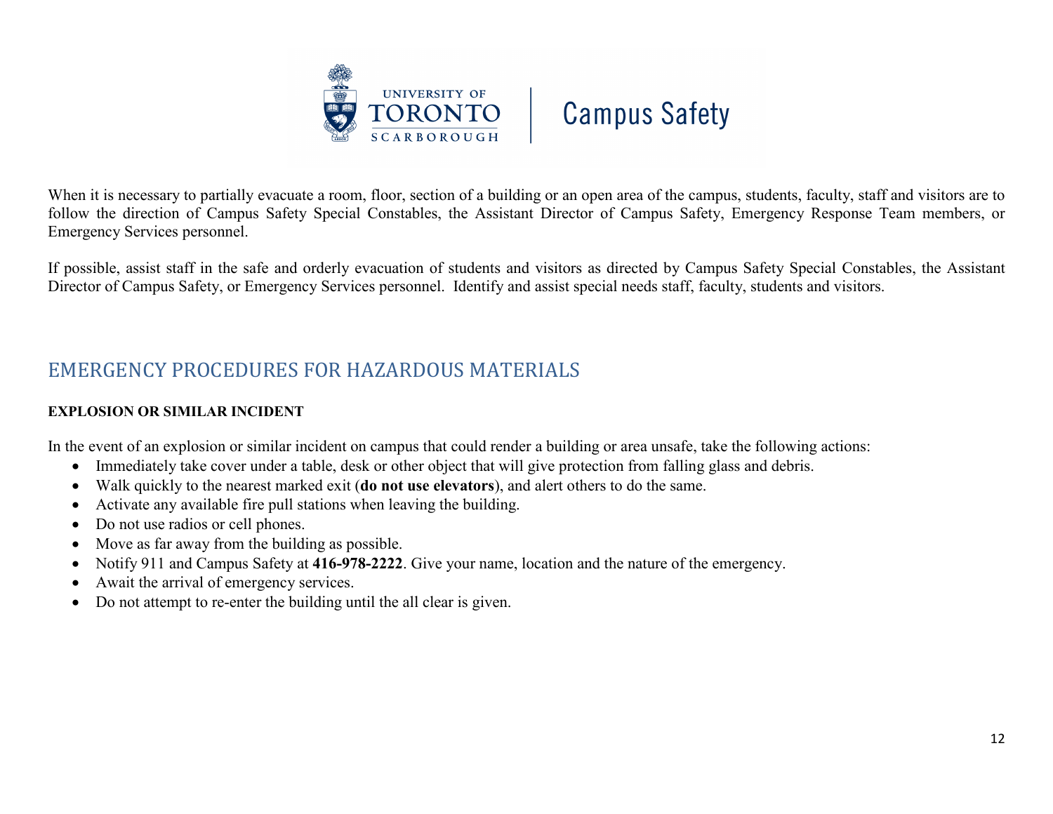When it is necessary to partially evacuate a room, floor, section of a building or an open area of the campus, students, faculty, staff and visitors are to follow the direction of Campus Safety Special Constables, the Assistant Director of Campus Safety, Emergency Response Team members, or Emergency Services personnel.

If possible, assist staff in the safe and orderly evacuation of students and visitors as directed by Campus Safety Special Constables, the Assistant Director of Campus Safety, or Emergency Services personnel. Identify and assist special needs staff, faculty, students and visitors.

## EMERGENCY PROCEDURES FOR HAZARDOUS MATERIALS

**EXPLOSION OR SIMILAR INCIDENT**

In the event of an explosion or similar incident on campus that could render a building or area unsafe, take the following actions:

- Immediately take cover under a table, desk or other object that will give protection from falling glass and debris.
- Walk quickly to the nearest marked exit (**do not use elevators**), and alert others to do the same.
- Activate any available fire pull stations when leaving the building.
- Do not use radios or cell phones.
- Move as far away from the building as possible.
- Notify 911 and Campus Safety at **416-978-2222**. Give your name, location and the nature of the emergency.
- Await the arrival of emergency services.
- Do not attempt to re-enter the building until the all clear is given.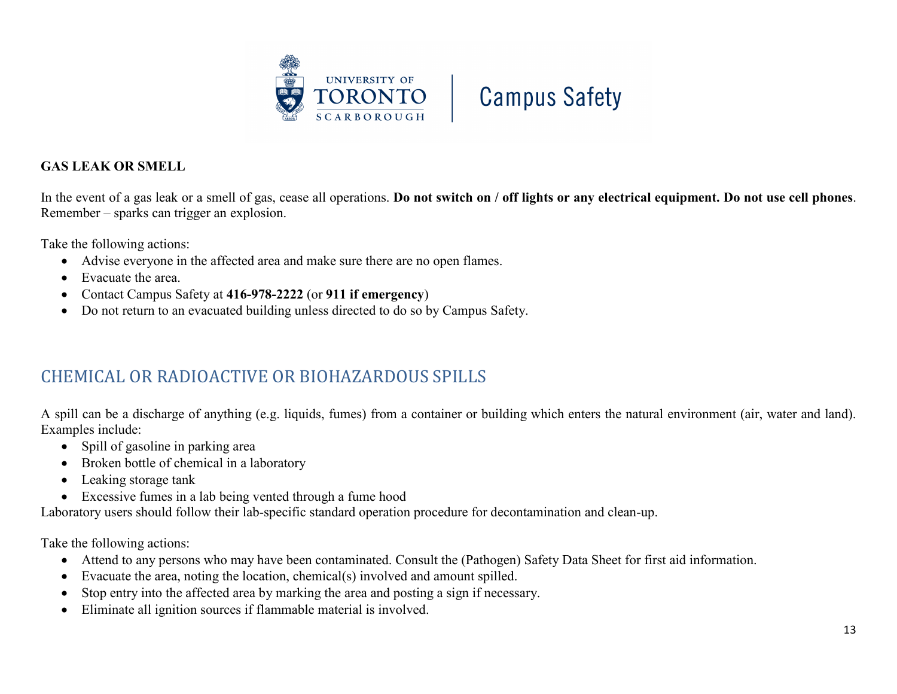## GAS LEAK OR SMELL

In the event of a gas leak or a smell of gas, cease all operations. **Do not switch on / off lights or any electrical equipment. Do not use cell phones**. Remember – sparks can trigger an explosion.

Take the following actions:

- Advise everyone in the affected area and make sure there are no open flames.
- Evacuate the area.
- Contact Campus Safety at **416-978-2222** (or **911 if emergency**)
- Do not return to an evacuated building unless directed to do so by Campus Safety.

## CHEMICAL OR RADIOACTIVE OR BIOHAZARDOUS SPILLS

A spill can be a discharge of anything (e.g. liquids, fumes) from a container or building which enters the natural environment (air, water and land). Examples include:

- Spill of gasoline in parking area
- Broken bottle of chemical in a laboratory
- Leaking storage tank
- Excessive fumes in a lab being vented through a fume hood

Laboratory users should follow their lab-specific standard operation procedure for decontamination and clean-up.

Take the following actions:

- Attend to any persons who may have been contaminated. Consult the (Pathogen) Safety Data Sheet for first aid information.
- Evacuate the area, noting the location, chemical(s) involved and amount spilled.
- Stop entry into the affected area by marking the area and posting a sign if necessary.
- Eliminate all ignition sources if flammable material is involved.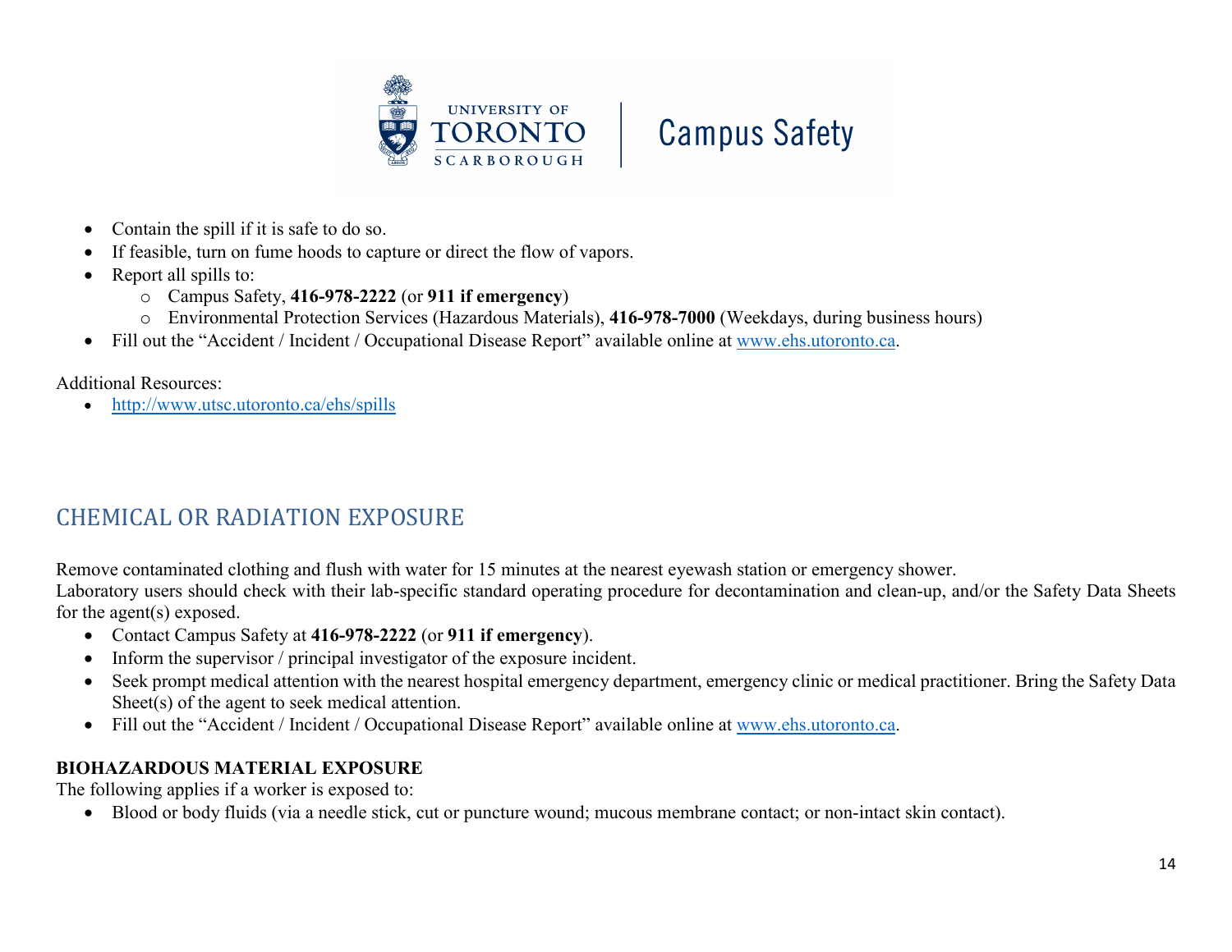- Contain the spill if it is safe to do so.
- If feasible, turn on fume hoods to capture or direct the flow of vapors.
- Report all spills to:
  - Campus Safety, **416-978-2222** (or **911 if emergency**)
  - Environmental Protection Services (Hazardous Materials), **416-978-7000** (Weekdays, during business hours)
- Fill out the "Accident / Incident / Occupational Disease Report" available online at [www.ehs.utoronto.ca](www.ehs.utoronto.ca).

Additional Resources:

- [http://www.utsc.utoronto.ca/ehs/spills](http://www.utsc.utoronto.ca/ehs/spills)

## CHEMICAL OR RADIATION EXPOSURE

Remove contaminated clothing and flush with water for 15 minutes at the nearest eyewash station or emergency shower.
Laboratory users should check with their lab-specific standard operating procedure for decontamination and clean-up, and/or the Safety Data Sheets for the agent(s) exposed.

- Contact Campus Safety at **416-978-2222** (or **911 if emergency**).
- Inform the supervisor / principal investigator of the exposure incident.
- Seek prompt medical attention with the nearest hospital emergency department, emergency clinic or medical practitioner. Bring the Safety Data Sheet(s) of the agent to seek medical attention.
- Fill out the "Accident / Incident / Occupational Disease Report" available online at [www.ehs.utoronto.ca](www.ehs.utoronto.ca).

### BIOHAZARDOUS MATERIAL EXPOSURE

The following applies if a worker is exposed to:

- Blood or body fluids (via a needle stick, cut or puncture wound; mucous membrane contact; or non-intact skin contact).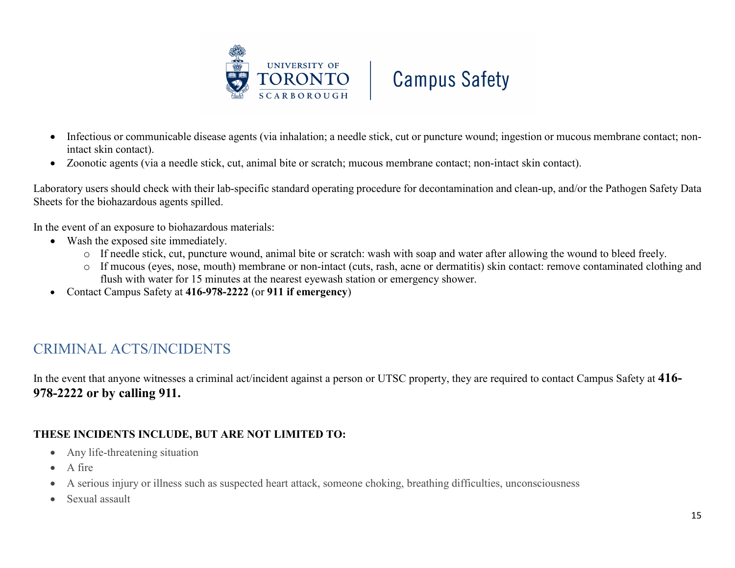- Infectious or communicable disease agents (via inhalation; a needle stick, cut or puncture wound; ingestion or mucous membrane contact; non-intact skin contact).
- Zoonotic agents (via a needle stick, cut, animal bite or scratch; mucous membrane contact; non-intact skin contact).

Laboratory users should check with their lab-specific standard operating procedure for decontamination and clean-up, and/or the Pathogen Safety Data Sheets for the biohazardous agents spilled.

In the event of an exposure to biohazardous materials:

- Wash the exposed site immediately.
  - If needle stick, cut, puncture wound, animal bite or scratch: wash with soap and water after allowing the wound to bleed freely.
  - If mucous (eyes, nose, mouth) membrane or non-intact (cuts, rash, acne or dermatitis) skin contact: remove contaminated clothing and flush with water for 15 minutes at the nearest eyewash station or emergency shower.
- Contact Campus Safety at **416-978-2222** (or **911 if emergency**)

## CRIMINAL ACTS/INCIDENTS

In the event that anyone witnesses a criminal act/incident against a person or UTSC property, they are required to contact Campus Safety at **416-978-2222 or by calling 911.**

**THESE INCIDENTS INCLUDE, BUT ARE NOT LIMITED TO:**

- Any life-threatening situation
- A fire
- A serious injury or illness such as suspected heart attack, someone choking, breathing difficulties, unconsciousness
- Sexual assault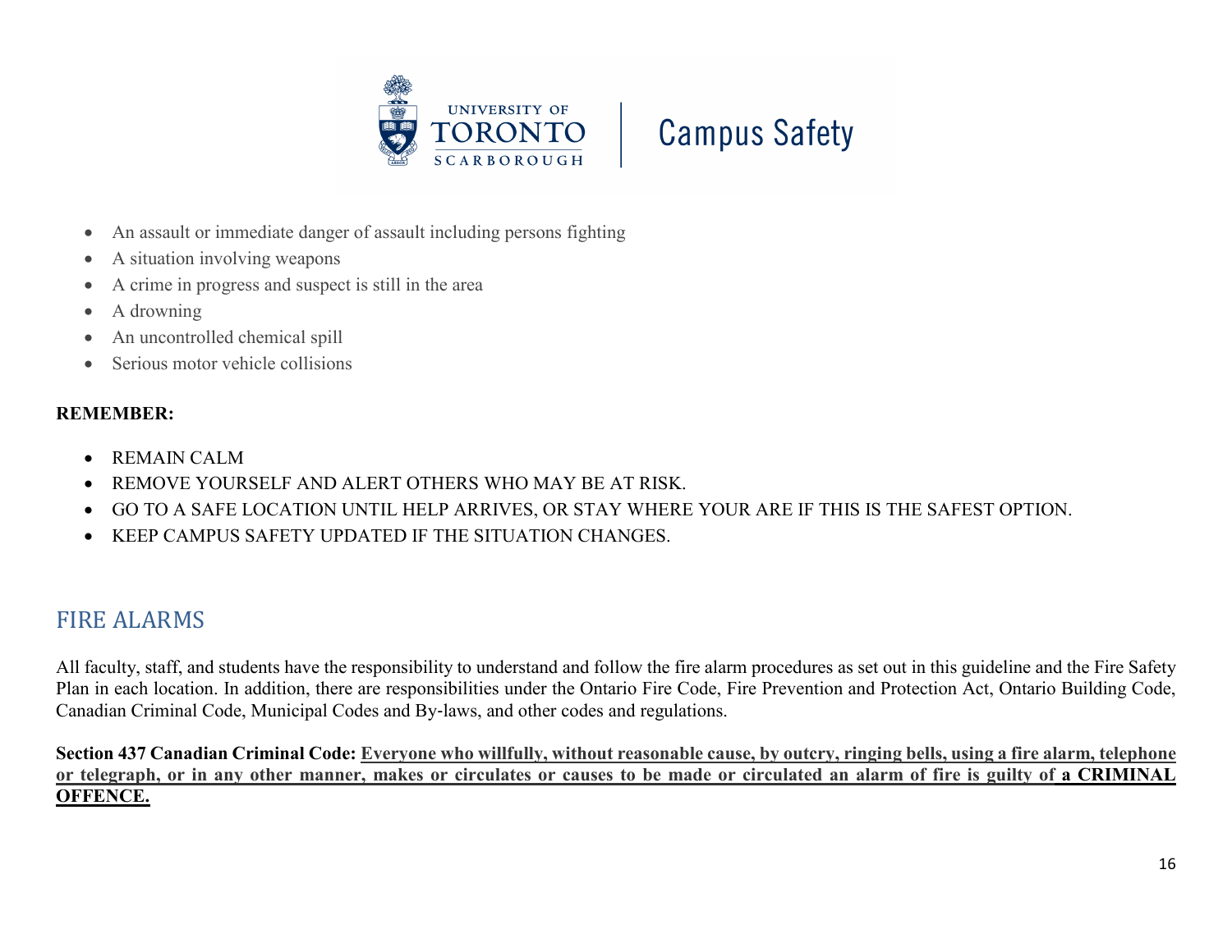- An assault or immediate danger of assault including persons fighting
- A situation involving weapons
- A crime in progress and suspect is still in the area
- A drowning
- An uncontrolled chemical spill
- Serious motor vehicle collisions

**REMEMBER:**

- REMAIN CALM
- REMOVE YOURSELF AND ALERT OTHERS WHO MAY BE AT RISK.
- GO TO A SAFE LOCATION UNTIL HELP ARRIVES, OR STAY WHERE YOUR ARE IF THIS IS THE SAFEST OPTION.
- KEEP CAMPUS SAFETY UPDATED IF THE SITUATION CHANGES.

## FIRE ALARMS

All faculty, staff, and students have the responsibility to understand and follow the fire alarm procedures as set out in this guideline and the Fire Safety Plan in each location. In addition, there are responsibilities under the Ontario Fire Code, Fire Prevention and Protection Act, Ontario Building Code, Canadian Criminal Code, Municipal Codes and By-laws, and other codes and regulations.

**Section 437 Canadian Criminal Code:** **Everyone who willfully, without reasonable cause, by outcry, ringing bells, using a fire alarm, telephone or telegraph, or in any other manner, makes or circulates or causes to be made or circulated an alarm of fire is guilty of a CRIMINAL OFFENCE.**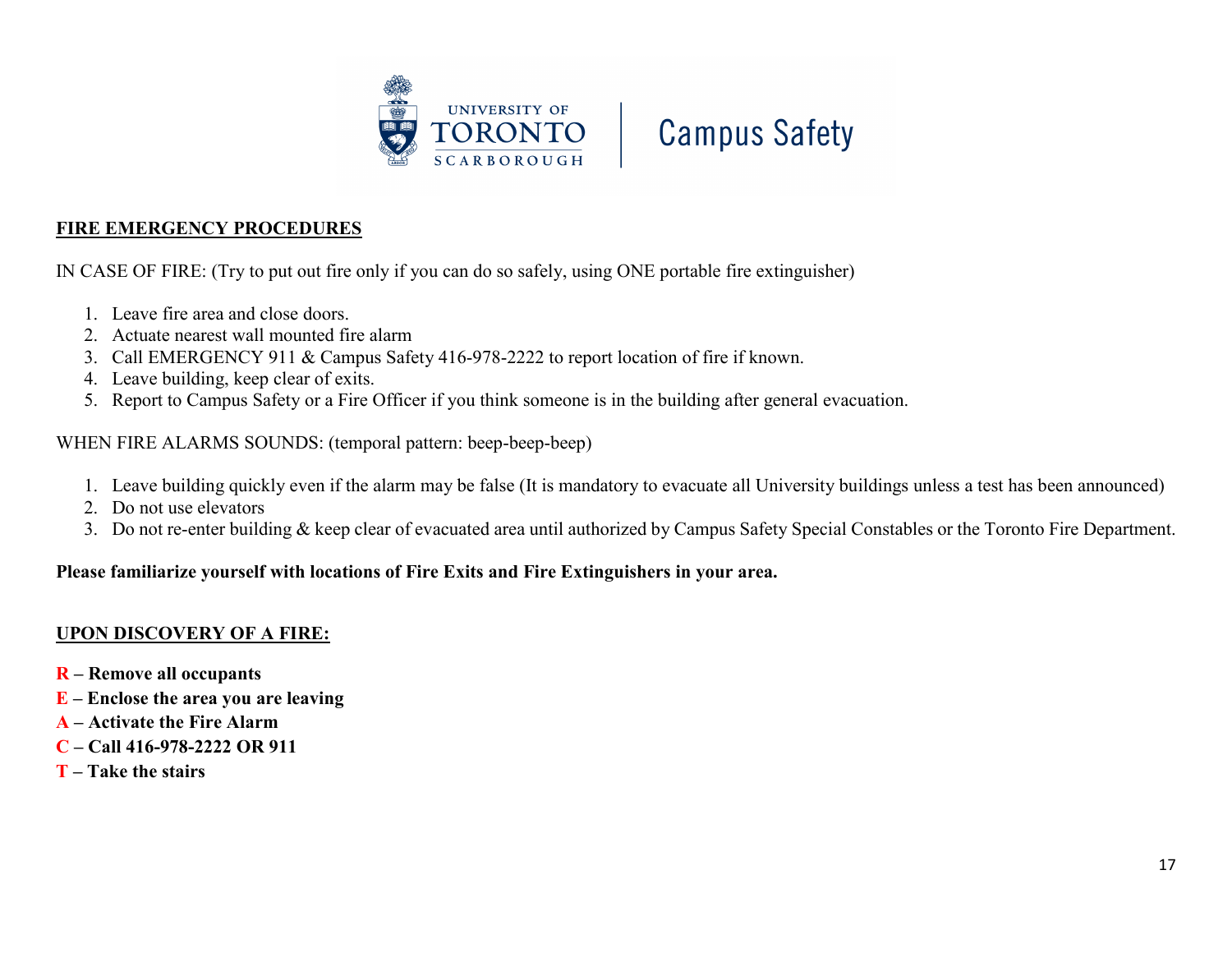UNIVERSITY OF TORONTO SCARBOROUGH | Campus Safety

## FIRE EMERGENCY PROCEDURES

IN CASE OF FIRE: (Try to put out fire only if you can do so safely, using ONE portable fire extinguisher)

1. Leave fire area and close doors.
2. Actuate nearest wall mounted fire alarm
3. Call EMERGENCY 911 & Campus Safety 416-978-2222 to report location of fire if known.
4. Leave building, keep clear of exits.
5. Report to Campus Safety or a Fire Officer if you think someone is in the building after general evacuation.

WHEN FIRE ALARMS SOUNDS: (temporal pattern: beep-beep-beep)

1. Leave building quickly even if the alarm may be false (It is mandatory to evacuate all University buildings unless a test has been announced)
2. Do not use elevators
3. Do not re-enter building & keep clear of evacuated area until authorized by Campus Safety Special Constables or the Toronto Fire Department.

**Please familiarize yourself with locations of Fire Exits and Fire Extinguishers in your area.**

## UPON DISCOVERY OF A FIRE:

**R – Remove all occupants**
**E – Enclose the area you are leaving**
**A – Activate the Fire Alarm**
**C – Call 416-978-2222 OR 911**
**T – Take the stairs**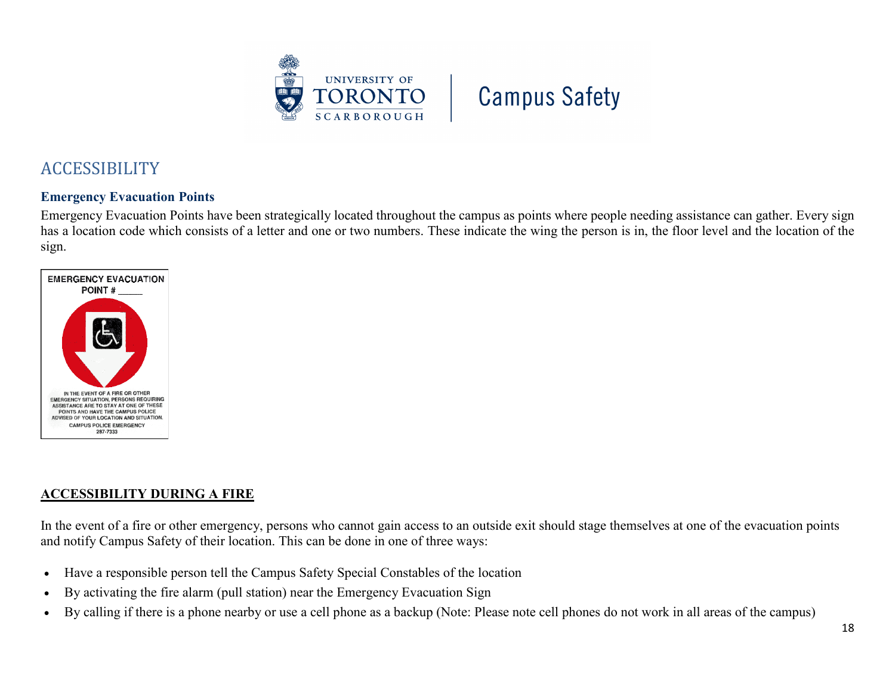## ACCESSIBILITY

### Emergency Evacuation Points

Emergency Evacuation Points have been strategically located throughout the campus as points where people needing assistance can gather. Every sign has a location code which consists of a letter and one or two numbers. These indicate the wing the person is in, the floor level and the location of the sign.

EMERGENCY EVACUATION POINT # _____

IN THE EVENT OF A FIRE OR OTHER EMERGENCY SITUATION, PERSONS REQUIRING ASSISTANCE ARE TO STAY AT ONE OF THESE POINTS AND HAVE THE CAMPUS POLICE ADVISED OF YOUR LOCATION AND SITUATION.
CAMPUS POLICE EMERGENCY
287-7333

### ACCESSIBILITY DURING A FIRE

In the event of a fire or other emergency, persons who cannot gain access to an outside exit should stage themselves at one of the evacuation points and notify Campus Safety of their location. This can be done in one of three ways:

- Have a responsible person tell the Campus Safety Special Constables of the location
- By activating the fire alarm (pull station) near the Emergency Evacuation Sign
- By calling if there is a phone nearby or use a cell phone as a backup (Note: Please note cell phones do not work in all areas of the campus)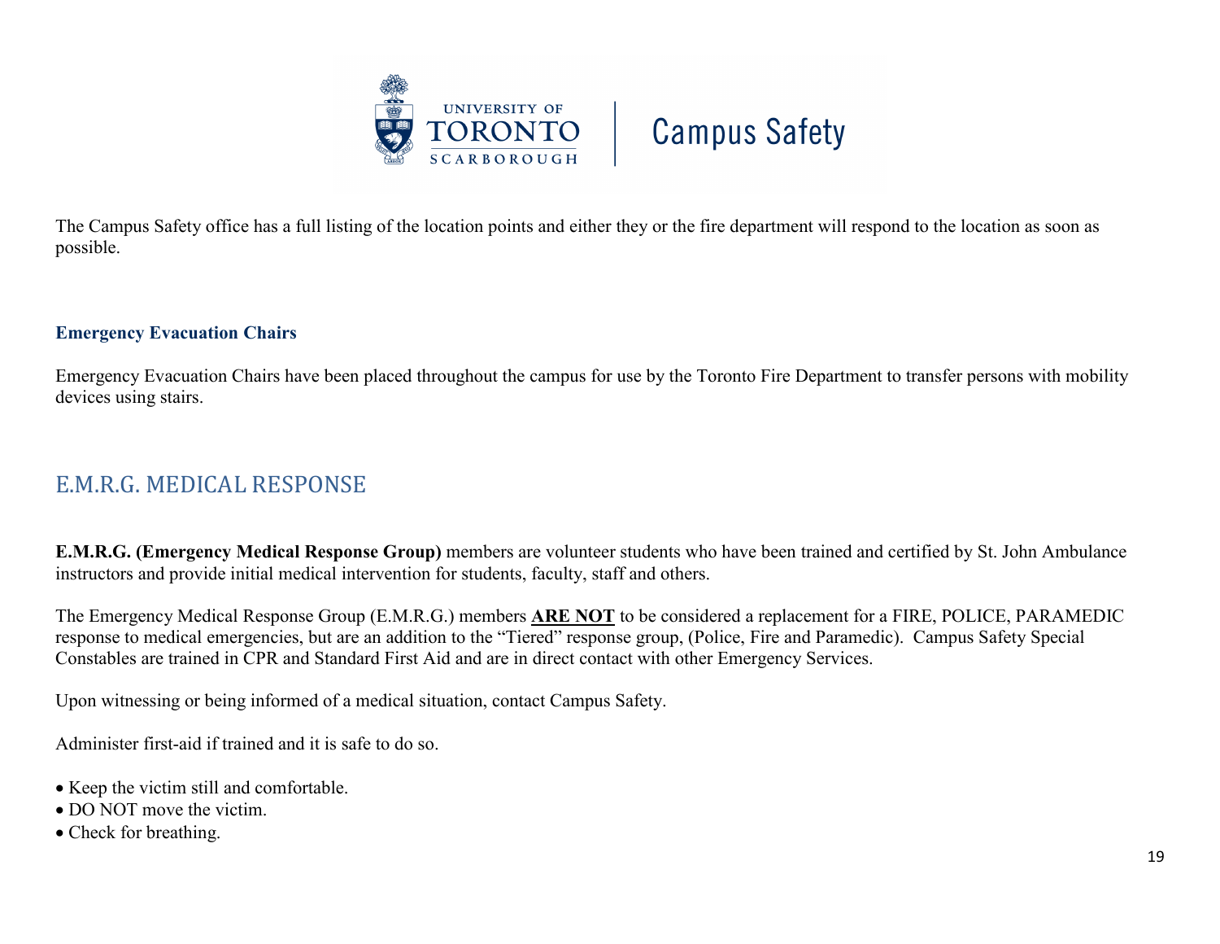The Campus Safety office has a full listing of the location points and either they or the fire department will respond to the location as soon as possible.

### Emergency Evacuation Chairs

Emergency Evacuation Chairs have been placed throughout the campus for use by the Toronto Fire Department to transfer persons with mobility devices using stairs.

## E.M.R.G. MEDICAL RESPONSE

**E.M.R.G. (Emergency Medical Response Group)** members are volunteer students who have been trained and certified by St. John Ambulance instructors and provide initial medical intervention for students, faculty, staff and others.

The Emergency Medical Response Group (E.M.R.G.) members **ARE NOT** to be considered a replacement for a FIRE, POLICE, PARAMEDIC response to medical emergencies, but are an addition to the "Tiered" response group, (Police, Fire and Paramedic). Campus Safety Special Constables are trained in CPR and Standard First Aid and are in direct contact with other Emergency Services.

Upon witnessing or being informed of a medical situation, contact Campus Safety.

Administer first-aid if trained and it is safe to do so.

- Keep the victim still and comfortable.
- DO NOT move the victim.
- Check for breathing.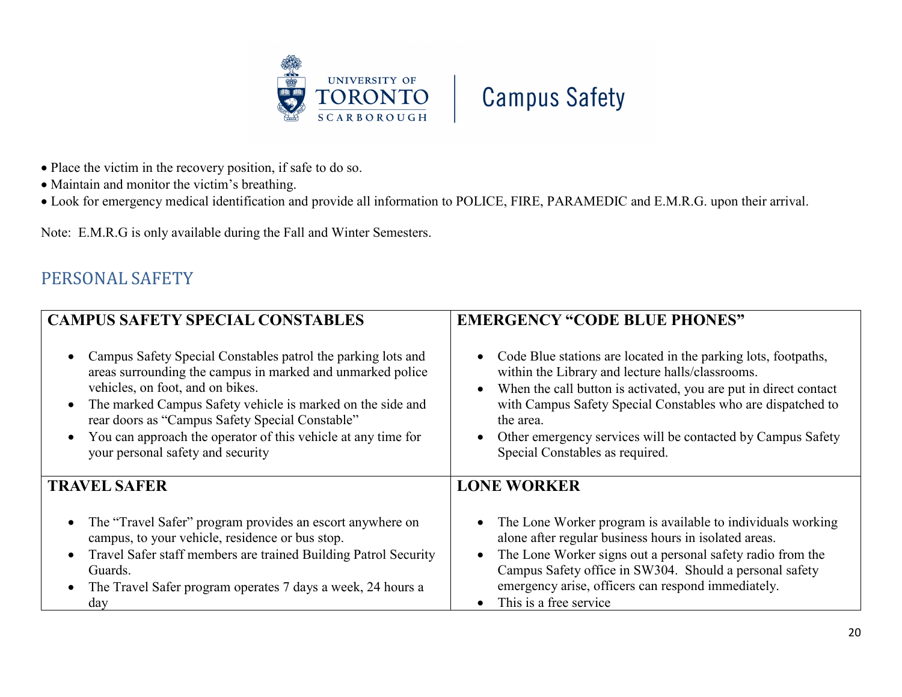- Place the victim in the recovery position, if safe to do so.
- Maintain and monitor the victim's breathing.
- Look for emergency medical identification and provide all information to POLICE, FIRE, PARAMEDIC and E.M.R.G. upon their arrival.

Note: E.M.R.G is only available during the Fall and Winter Semesters.

## PERSONAL SAFETY

| **CAMPUS SAFETY SPECIAL CONSTABLES** | **EMERGENCY "CODE BLUE PHONES"** |
|---|---|
| • Campus Safety Special Constables patrol the parking lots and areas surrounding the campus in marked and unmarked police vehicles, on foot, and on bikes.<br>• The marked Campus Safety vehicle is marked on the side and rear doors as "Campus Safety Special Constable"<br>• You can approach the operator of this vehicle at any time for your personal safety and security | • Code Blue stations are located in the parking lots, footpaths, within the Library and lecture halls/classrooms.<br>• When the call button is activated, you are put in direct contact with Campus Safety Special Constables who are dispatched to the area.<br>• Other emergency services will be contacted by Campus Safety Special Constables as required. |
| **TRAVEL SAFER** | **LONE WORKER** |
| • The "Travel Safer" program provides an escort anywhere on campus, to your vehicle, residence or bus stop.<br>• Travel Safer staff members are trained Building Patrol Security Guards.<br>• The Travel Safer program operates 7 days a week, 24 hours a day | • The Lone Worker program is available to individuals working alone after regular business hours in isolated areas.<br>• The Lone Worker signs out a personal safety radio from the Campus Safety office in SW304. Should a personal safety emergency arise, officers can respond immediately.<br>• This is a free service |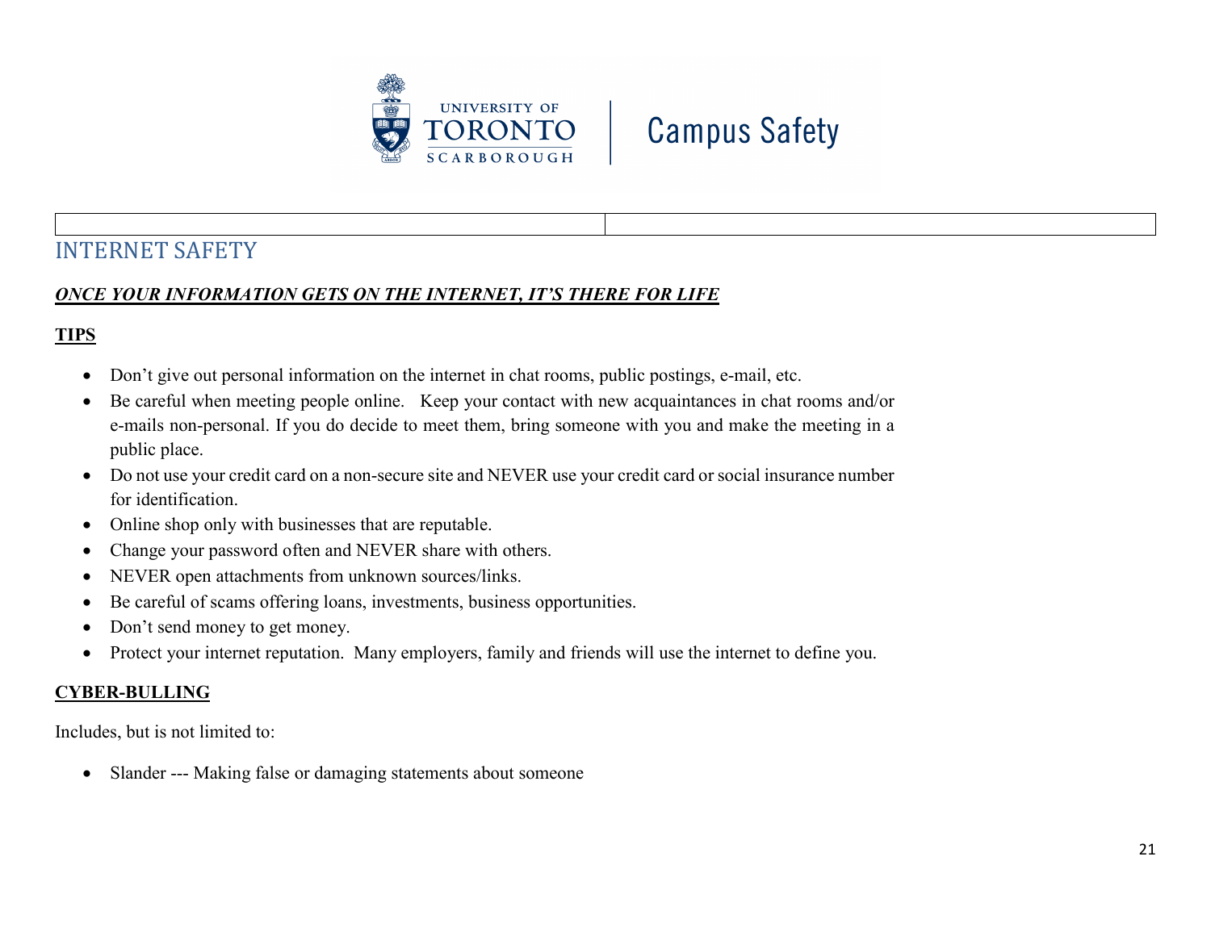## INTERNET SAFETY

***ONCE YOUR INFORMATION GETS ON THE INTERNET, IT'S THERE FOR LIFE***

**TIPS**

- Don't give out personal information on the internet in chat rooms, public postings, e-mail, etc.
- Be careful when meeting people online. Keep your contact with new acquaintances in chat rooms and/or e-mails non-personal. If you do decide to meet them, bring someone with you and make the meeting in a public place.
- Do not use your credit card on a non-secure site and NEVER use your credit card or social insurance number for identification.
- Online shop only with businesses that are reputable.
- Change your password often and NEVER share with others.
- NEVER open attachments from unknown sources/links.
- Be careful of scams offering loans, investments, business opportunities.
- Don't send money to get money.
- Protect your internet reputation. Many employers, family and friends will use the internet to define you.

**CYBER-BULLING**

Includes, but is not limited to:

- Slander --- Making false or damaging statements about someone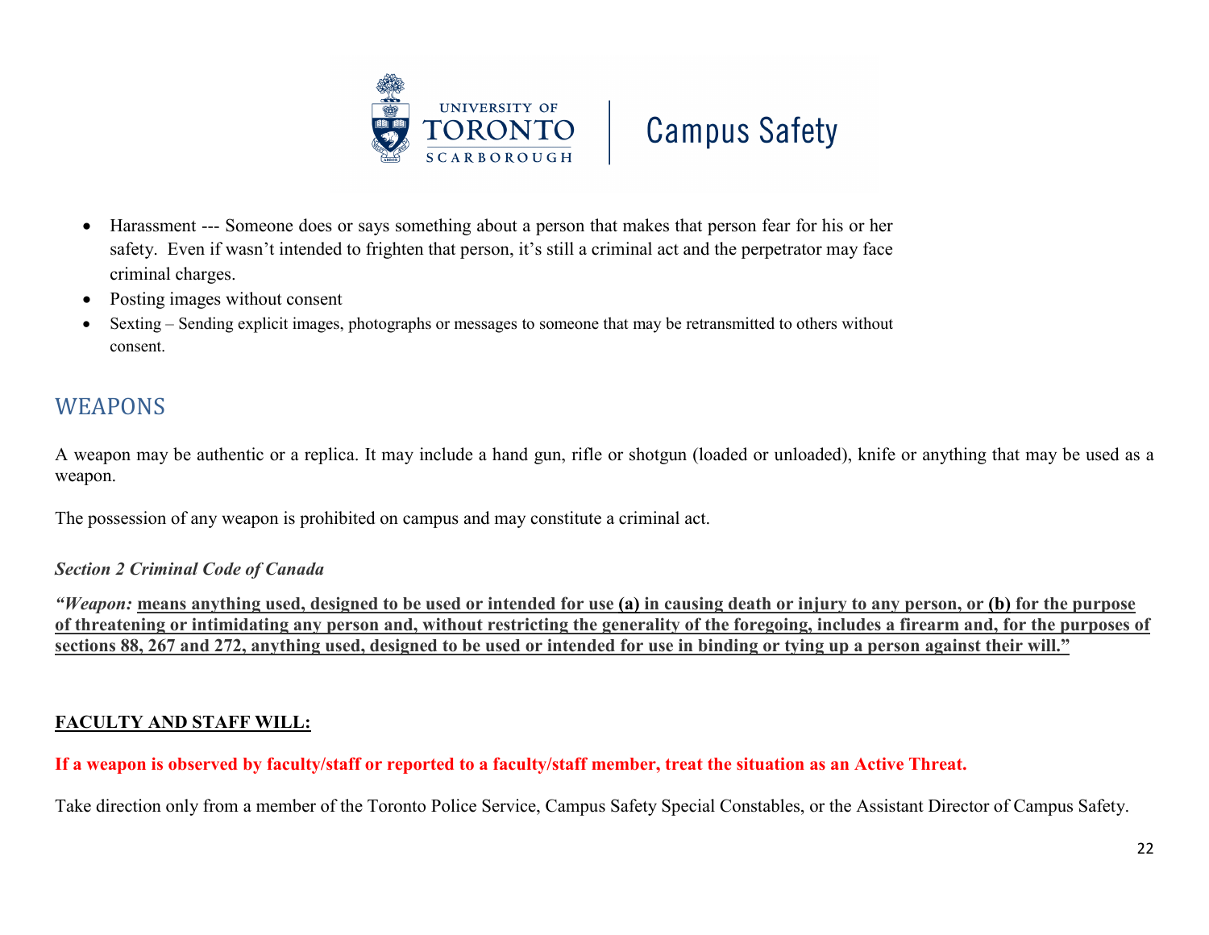- Harassment --- Someone does or says something about a person that makes that person fear for his or her safety. Even if wasn't intended to frighten that person, it's still a criminal act and the perpetrator may face criminal charges.
- Posting images without consent
- Sexting – Sending explicit images, photographs or messages to someone that may be retransmitted to others without consent.

## WEAPONS

A weapon may be authentic or a replica. It may include a hand gun, rifle or shotgun (loaded or unloaded), knife or anything that may be used as a weapon.

The possession of any weapon is prohibited on campus and may constitute a criminal act.

***Section 2 Criminal Code of Canada***

***"Weapon:*** **means anything used, designed to be used or intended for use (a) in causing death or injury to any person, or (b) for the purpose of threatening or intimidating any person and, without restricting the generality of the foregoing, includes a firearm and, for the purposes of sections 88, 267 and 272, anything used, designed to be used or intended for use in binding or tying up a person against their will."**

**FACULTY AND STAFF WILL:**

**If a weapon is observed by faculty/staff or reported to a faculty/staff member, treat the situation as an Active Threat.**

Take direction only from a member of the Toronto Police Service, Campus Safety Special Constables, or the Assistant Director of Campus Safety.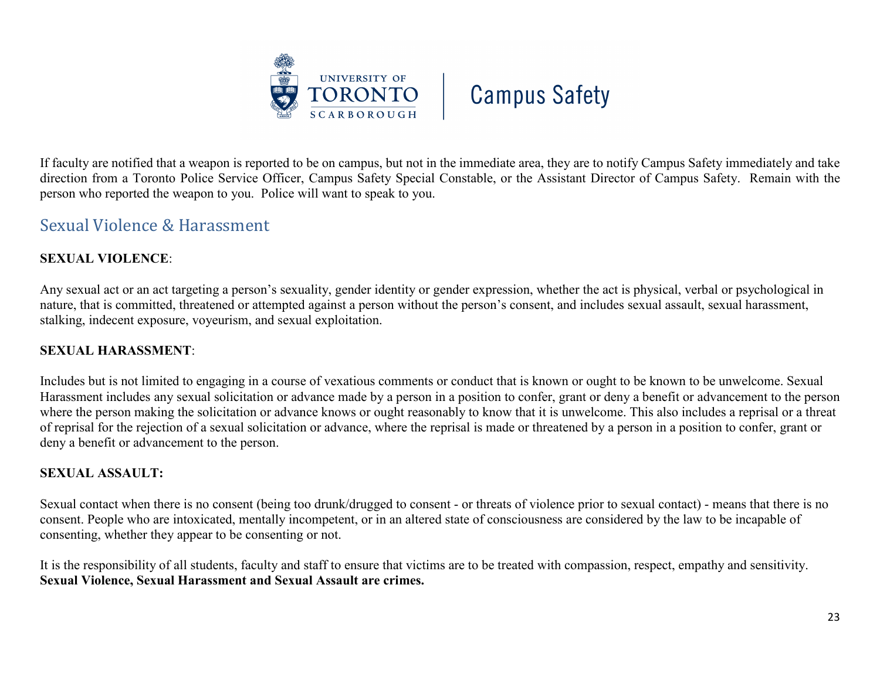If faculty are notified that a weapon is reported to be on campus, but not in the immediate area, they are to notify Campus Safety immediately and take direction from a Toronto Police Service Officer, Campus Safety Special Constable, or the Assistant Director of Campus Safety. Remain with the person who reported the weapon to you. Police will want to speak to you.

## Sexual Violence & Harassment

**SEXUAL VIOLENCE**:

Any sexual act or an act targeting a person's sexuality, gender identity or gender expression, whether the act is physical, verbal or psychological in nature, that is committed, threatened or attempted against a person without the person's consent, and includes sexual assault, sexual harassment, stalking, indecent exposure, voyeurism, and sexual exploitation.

**SEXUAL HARASSMENT**:

Includes but is not limited to engaging in a course of vexatious comments or conduct that is known or ought to be known to be unwelcome. Sexual Harassment includes any sexual solicitation or advance made by a person in a position to confer, grant or deny a benefit or advancement to the person where the person making the solicitation or advance knows or ought reasonably to know that it is unwelcome. This also includes a reprisal or a threat of reprisal for the rejection of a sexual solicitation or advance, where the reprisal is made or threatened by a person in a position to confer, grant or deny a benefit or advancement to the person.

**SEXUAL ASSAULT:**

Sexual contact when there is no consent (being too drunk/drugged to consent - or threats of violence prior to sexual contact) - means that there is no consent. People who are intoxicated, mentally incompetent, or in an altered state of consciousness are considered by the law to be incapable of consenting, whether they appear to be consenting or not.

It is the responsibility of all students, faculty and staff to ensure that victims are to be treated with compassion, respect, empathy and sensitivity. **Sexual Violence, Sexual Harassment and Sexual Assault are crimes.**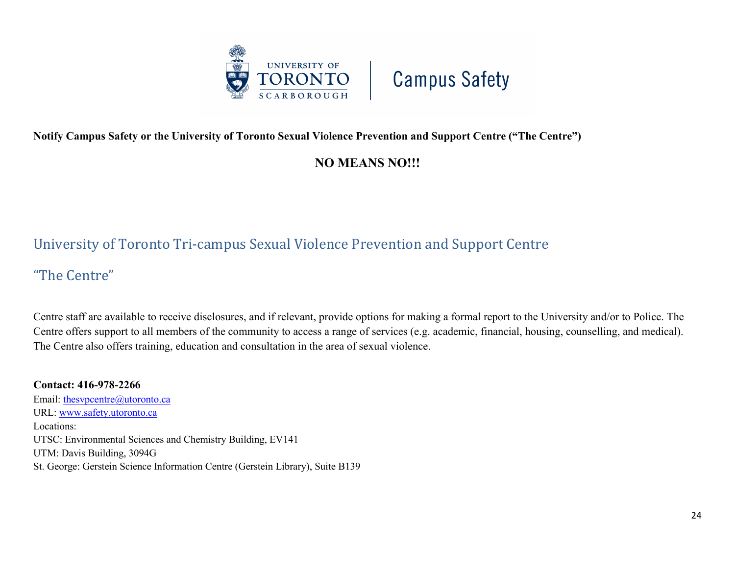**Notify Campus Safety or the University of Toronto Sexual Violence Prevention and Support Centre ("The Centre")**

**NO MEANS NO!!!**

## University of Toronto Tri-campus Sexual Violence Prevention and Support Centre

## "The Centre"

Centre staff are available to receive disclosures, and if relevant, provide options for making a formal report to the University and/or to Police. The Centre offers support to all members of the community to access a range of services (e.g. academic, financial, housing, counselling, and medical). The Centre also offers training, education and consultation in the area of sexual violence.

**Contact: 416-978-2266**
Email: thesvpcentre@utoronto.ca
URL: www.safety.utoronto.ca
Locations:
UTSC: Environmental Sciences and Chemistry Building, EV141
UTM: Davis Building, 3094G
St. George: Gerstein Science Information Centre (Gerstein Library), Suite B139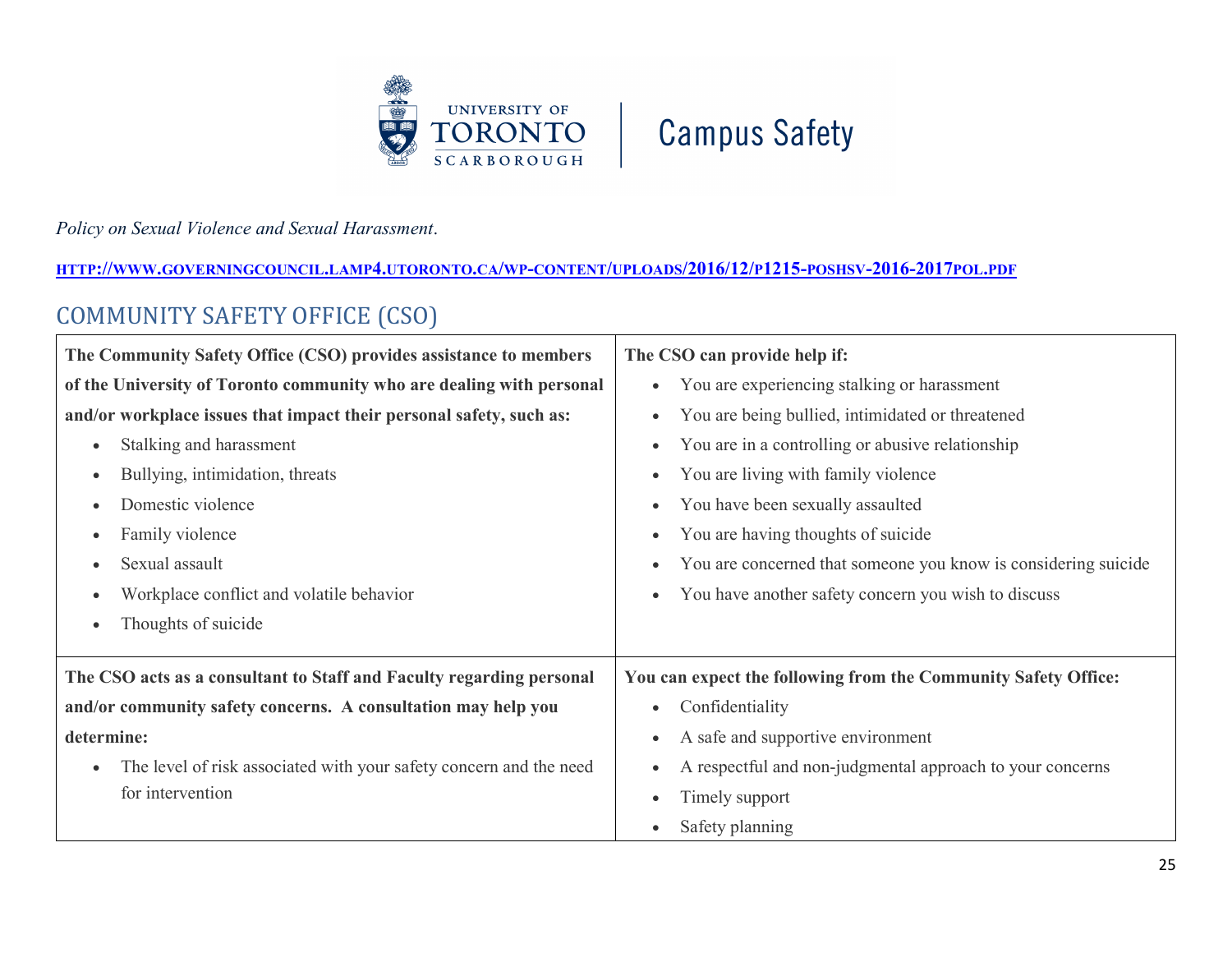*Policy on Sexual Violence and Sexual Harassment*.

[HTTP://WWW.GOVERNINGCOUNCIL.LAMP4.UTORONTO.CA/WP-CONTENT/UPLOADS/2016/12/P1215-POSHSV-2016-2017POL.PDF](http://www.governingcouncil.lamp4.utoronto.ca/wp-content/uploads/2016/12/p1215-poshsv-2016-2017pol.pdf)

## COMMUNITY SAFETY OFFICE (CSO)

| **The Community Safety Office (CSO) provides assistance to members of the University of Toronto community who are dealing with personal and/or workplace issues that impact their personal safety, such as:**<br>• Stalking and harassment<br>• Bullying, intimidation, threats<br>• Domestic violence<br>• Family violence<br>• Sexual assault<br>• Workplace conflict and volatile behavior<br>• Thoughts of suicide | **The CSO can provide help if:**<br>• You are experiencing stalking or harassment<br>• You are being bullied, intimidated or threatened<br>• You are in a controlling or abusive relationship<br>• You are living with family violence<br>• You have been sexually assaulted<br>• You are having thoughts of suicide<br>• You are concerned that someone you know is considering suicide<br>• You have another safety concern you wish to discuss |
|---|---|
| **The CSO acts as a consultant to Staff and Faculty regarding personal and/or community safety concerns. A consultation may help you determine:**<br>• The level of risk associated with your safety concern and the need for intervention | **You can expect the following from the Community Safety Office:**<br>• Confidentiality<br>• A safe and supportive environment<br>• A respectful and non-judgmental approach to your concerns<br>• Timely support<br>• Safety planning |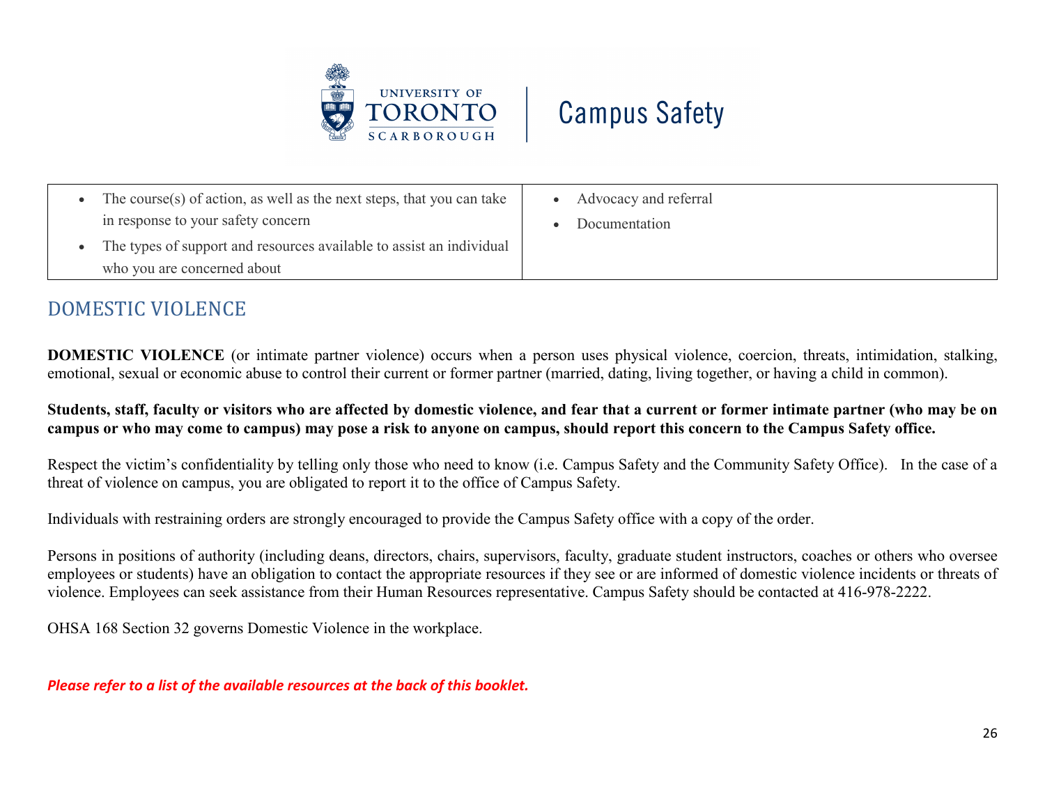| • The course(s) of action, as well as the next steps, that you can take in response to your safety concern<br>• The types of support and resources available to assist an individual who you are concerned about | • Advocacy and referral<br>• Documentation |
|---|---|

## DOMESTIC VIOLENCE

**DOMESTIC VIOLENCE** (or intimate partner violence) occurs when a person uses physical violence, coercion, threats, intimidation, stalking, emotional, sexual or economic abuse to control their current or former partner (married, dating, living together, or having a child in common).

**Students, staff, faculty or visitors who are affected by domestic violence, and fear that a current or former intimate partner (who may be on campus or who may come to campus) may pose a risk to anyone on campus, should report this concern to the Campus Safety office.**

Respect the victim's confidentiality by telling only those who need to know (i.e. Campus Safety and the Community Safety Office). In the case of a threat of violence on campus, you are obligated to report it to the office of Campus Safety.

Individuals with restraining orders are strongly encouraged to provide the Campus Safety office with a copy of the order.

Persons in positions of authority (including deans, directors, chairs, supervisors, faculty, graduate student instructors, coaches or others who oversee employees or students) have an obligation to contact the appropriate resources if they see or are informed of domestic violence incidents or threats of violence. Employees can seek assistance from their Human Resources representative. Campus Safety should be contacted at 416-978-2222.

OHSA 168 Section 32 governs Domestic Violence in the workplace.

***Please refer to a list of the available resources at the back of this booklet.***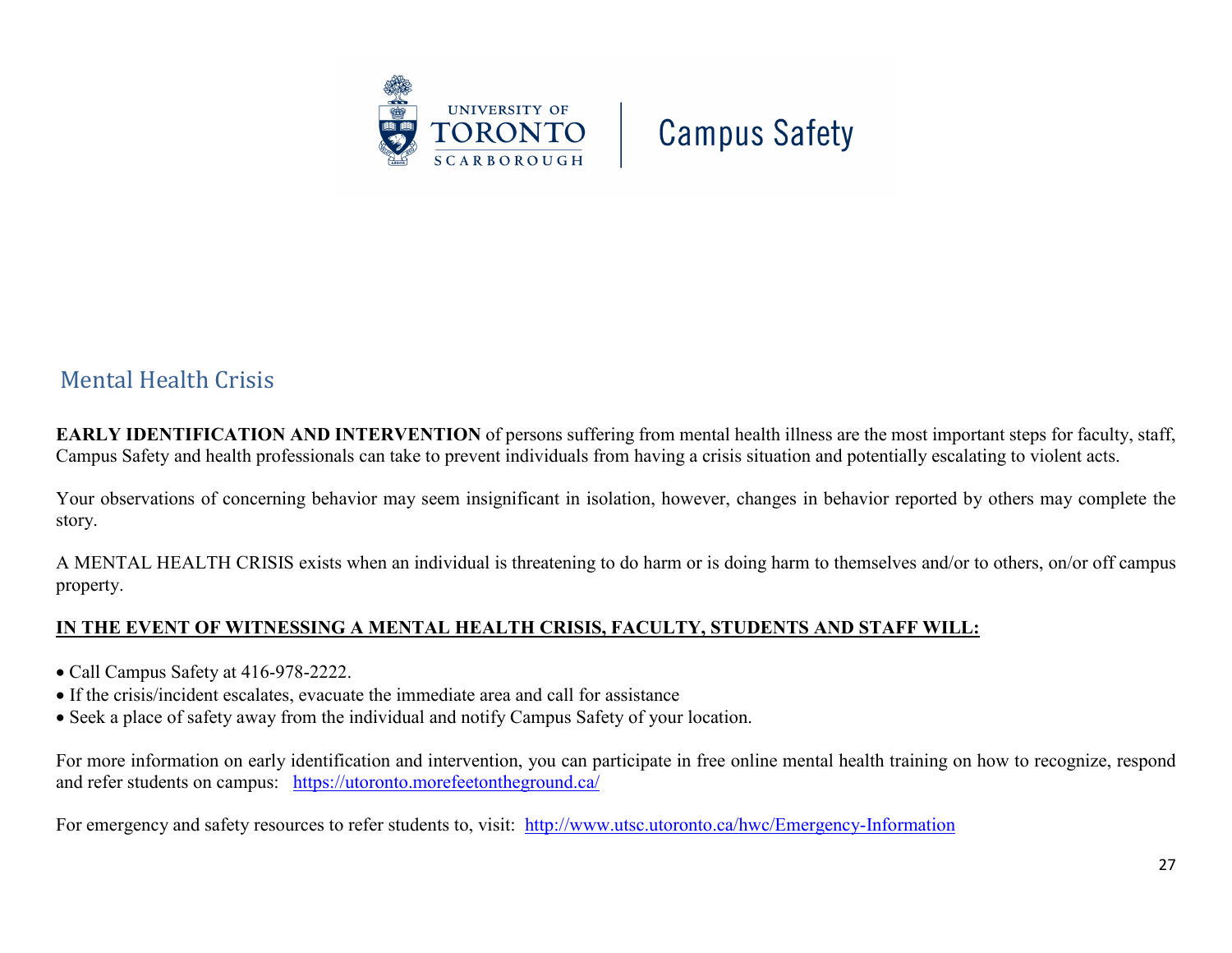## Mental Health Crisis

**EARLY IDENTIFICATION AND INTERVENTION** of persons suffering from mental health illness are the most important steps for faculty, staff, Campus Safety and health professionals can take to prevent individuals from having a crisis situation and potentially escalating to violent acts.

Your observations of concerning behavior may seem insignificant in isolation, however, changes in behavior reported by others may complete the story.

A MENTAL HEALTH CRISIS exists when an individual is threatening to do harm or is doing harm to themselves and/or to others, on/or off campus property.

**IN THE EVENT OF WITNESSING A MENTAL HEALTH CRISIS, FACULTY, STUDENTS AND STAFF WILL:**

- Call Campus Safety at 416-978-2222.
- If the crisis/incident escalates, evacuate the immediate area and call for assistance
- Seek a place of safety away from the individual and notify Campus Safety of your location.

For more information on early identification and intervention, you can participate in free online mental health training on how to recognize, respond and refer students on campus: https://utoronto.morefeetontheground.ca/

For emergency and safety resources to refer students to, visit: http://www.utsc.utoronto.ca/hwc/Emergency-Information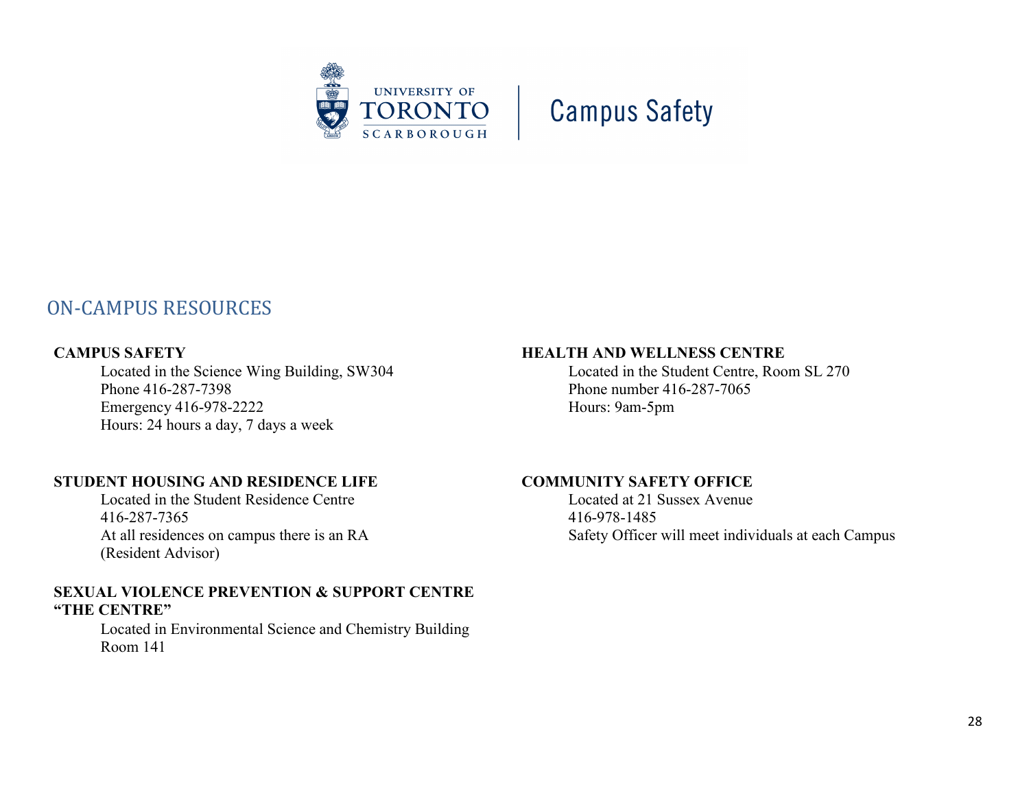University of Toronto Scarborough | Campus Safety

## ON-CAMPUS RESOURCES

**CAMPUS SAFETY**

Located in the Science Wing Building, SW304
Phone 416-287-7398
Emergency 416-978-2222
Hours: 24 hours a day, 7 days a week

**STUDENT HOUSING AND RESIDENCE LIFE**

Located in the Student Residence Centre
416-287-7365
At all residences on campus there is an RA (Resident Advisor)

**SEXUAL VIOLENCE PREVENTION & SUPPORT CENTRE "THE CENTRE"**

Located in Environmental Science and Chemistry Building Room 141

**HEALTH AND WELLNESS CENTRE**

Located in the Student Centre, Room SL 270
Phone number 416-287-7065
Hours: 9am-5pm

**COMMUNITY SAFETY OFFICE**

Located at 21 Sussex Avenue
416-978-1485
Safety Officer will meet individuals at each Campus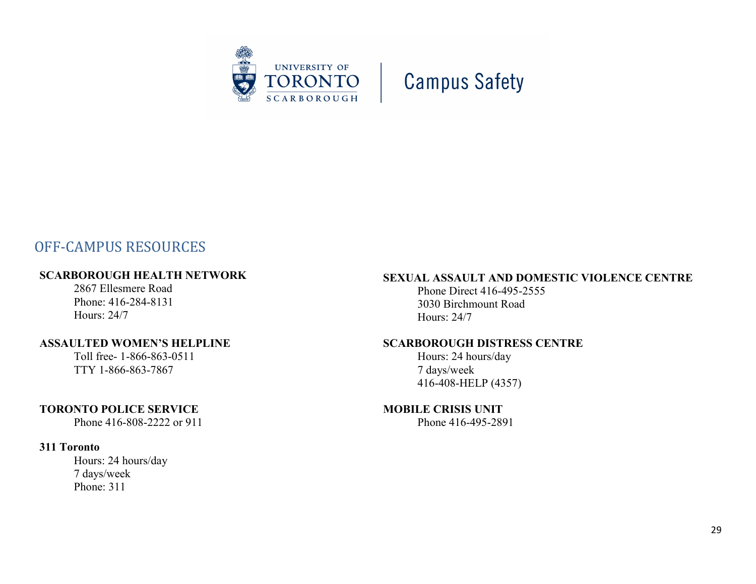University of Toronto Scarborough | Campus Safety

## OFF-CAMPUS RESOURCES

**SCARBOROUGH HEALTH NETWORK**
2867 Ellesmere Road
Phone: 416-284-8131
Hours: 24/7

**ASSAULTED WOMEN'S HELPLINE**
Toll free- 1-866-863-0511
TTY 1-866-863-7867

**TORONTO POLICE SERVICE**
Phone 416-808-2222 or 911

**311 Toronto**
Hours: 24 hours/day
7 days/week
Phone: 311

**SEXUAL ASSAULT AND DOMESTIC VIOLENCE CENTRE**
Phone Direct 416-495-2555
3030 Birchmount Road
Hours: 24/7

**SCARBOROUGH DISTRESS CENTRE**
Hours: 24 hours/day
7 days/week
416-408-HELP (4357)

**MOBILE CRISIS UNIT**
Phone 416-495-2891